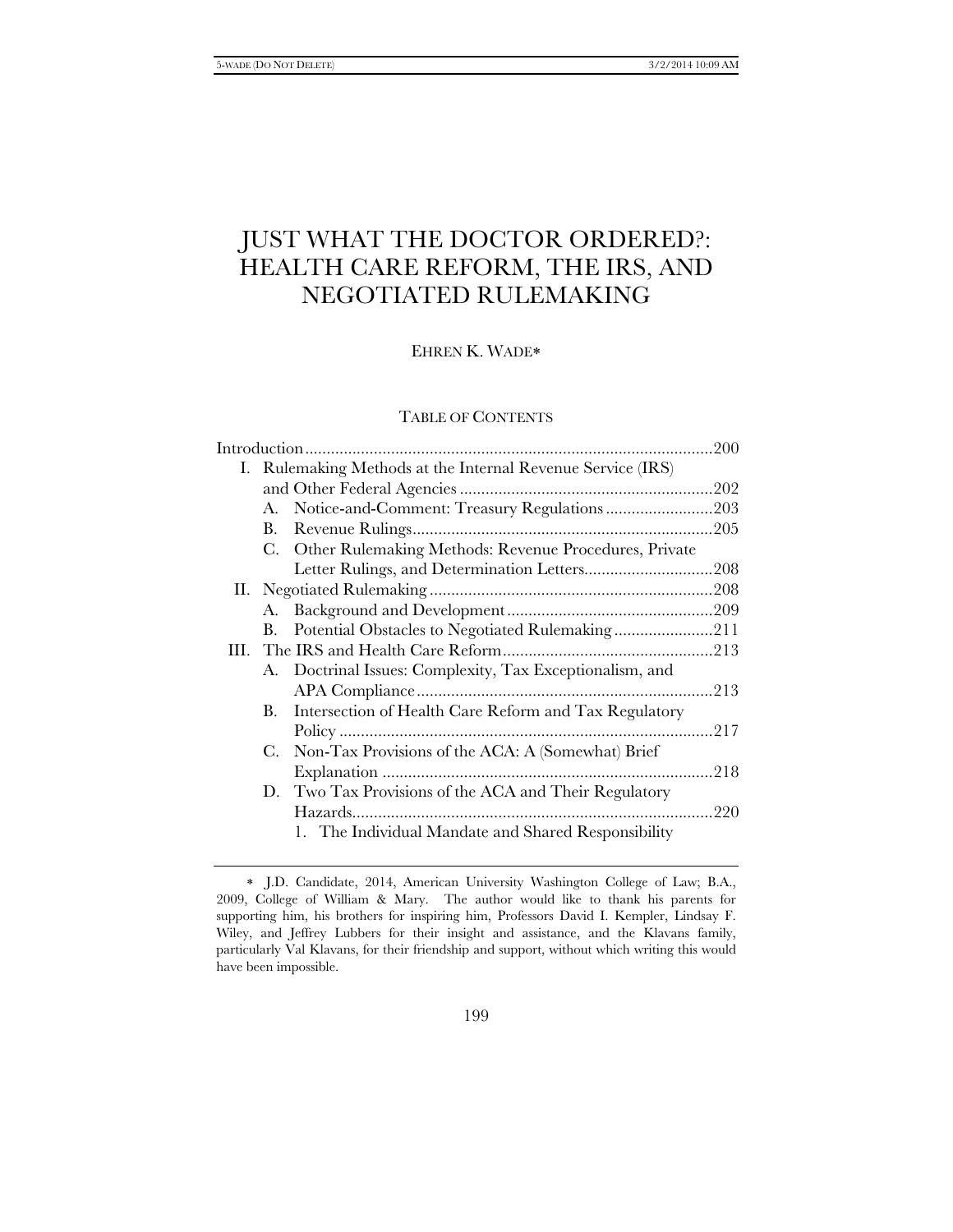# JUST WHAT THE DOCTOR ORDERED?: HEALTH CARE REFORM, THE IRS, AND NEGOTIATED RULEMAKING

EHREN K. WADE*

## TABLE OF CONTENTS

Introduction .......... 200

I. Rulemaking Methods at the Internal Revenue Service (IRS) and Other Federal Agencies .......... 202
   - A. Notice-and-Comment: Treasury Regulations .......... 203
   - B. Revenue Rulings .......... 205
   - C. Other Rulemaking Methods: Revenue Procedures, Private Letter Rulings, and Determination Letters .......... 208

II. Negotiated Rulemaking .......... 208
   - A. Background and Development .......... 209
   - B. Potential Obstacles to Negotiated Rulemaking .......... 211

III. The IRS and Health Care Reform .......... 213
   - A. Doctrinal Issues: Complexity, Tax Exceptionalism, and APA Compliance .......... 213
   - B. Intersection of Health Care Reform and Tax Regulatory Policy .......... 217
   - C. Non-Tax Provisions of the ACA: A (Somewhat) Brief Explanation .......... 218
   - D. Two Tax Provisions of the ACA and Their Regulatory Hazards .......... 220
     1. The Individual Mandate and Shared Responsibility

---

* J.D. Candidate, 2014, American University Washington College of Law; B.A., 2009, College of William & Mary. The author would like to thank his parents for supporting him, his brothers for inspiring him, Professors David I. Kempler, Lindsay F. Wiley, and Jeffrey Lubbers for their insight and assistance, and the Klavans family, particularly Val Klavans, for their friendship and support, without which writing this would have been impossible.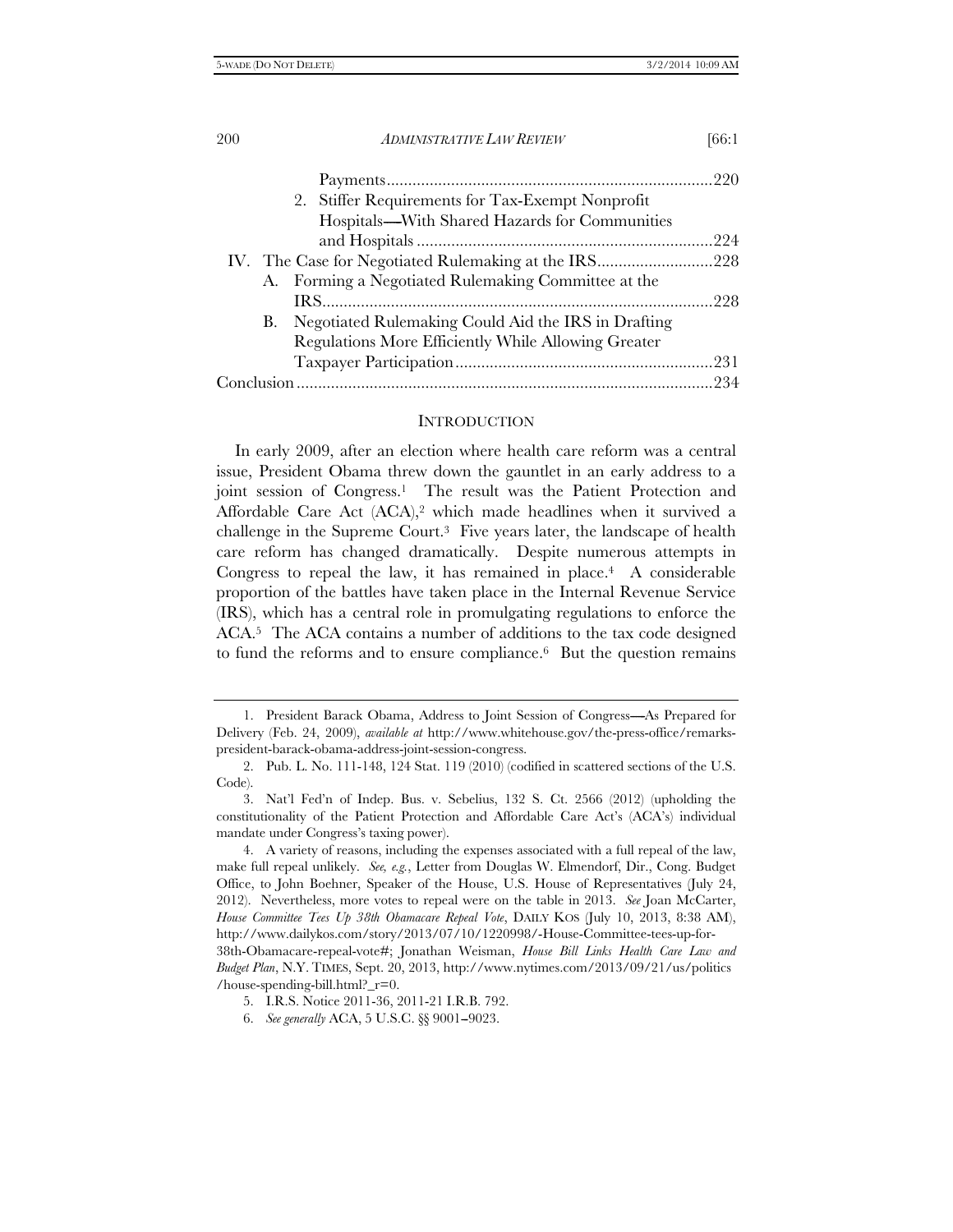Payments ............................................................................ 220
2. Stiffer Requirements for Tax-Exempt Nonprofit Hospitals—With Shared Hazards for Communities and Hospitals ..................................................................... 224

IV. The Case for Negotiated Rulemaking at the IRS ........................... 228
A. Forming a Negotiated Rulemaking Committee at the IRS ........................................................................................... 228
B. Negotiated Rulemaking Could Aid the IRS in Drafting Regulations More Efficiently While Allowing Greater Taxpayer Participation ............................................................ 231

Conclusion ................................................................................................ 234

## INTRODUCTION

In early 2009, after an election where health care reform was a central issue, President Obama threw down the gauntlet in an early address to a joint session of Congress.[1] The result was the Patient Protection and Affordable Care Act (ACA),[2] which made headlines when it survived a challenge in the Supreme Court.[3] Five years later, the landscape of health care reform has changed dramatically. Despite numerous attempts in Congress to repeal the law, it has remained in place.[4] A considerable proportion of the battles have taken place in the Internal Revenue Service (IRS), which has a central role in promulgating regulations to enforce the ACA.[5] The ACA contains a number of additions to the tax code designed to fund the reforms and to ensure compliance.[6] But the question remains

---

1. President Barack Obama, Address to Joint Session of Congress—As Prepared for Delivery (Feb. 24, 2009), *available at* http://www.whitehouse.gov/the-press-office/remarks-president-barack-obama-address-joint-session-congress.

2. Pub. L. No. 111-148, 124 Stat. 119 (2010) (codified in scattered sections of the U.S. Code).

3. Nat'l Fed'n of Indep. Bus. v. Sebelius, 132 S. Ct. 2566 (2012) (upholding the constitutionality of the Patient Protection and Affordable Care Act's (ACA's) individual mandate under Congress's taxing power).

4. A variety of reasons, including the expenses associated with a full repeal of the law, make full repeal unlikely. *See, e.g.*, Letter from Douglas W. Elmendorf, Dir., Cong. Budget Office, to John Boehner, Speaker of the House, U.S. House of Representatives (July 24, 2012). Nevertheless, more votes to repeal were on the table in 2013. *See* Joan McCarter, *House Committee Tees Up 38th Obamacare Repeal Vote*, DAILY KOS (July 10, 2013, 8:38 AM), http://www.dailykos.com/story/2013/07/10/1220998/-House-Committee-tees-up-for-38th-Obamacare-repeal-vote#; Jonathan Weisman, *House Bill Links Health Care Law and Budget Plan*, N.Y. TIMES, Sept. 20, 2013, http://www.nytimes.com/2013/09/21/us/politics/house-spending-bill.html?_r=0.

5. I.R.S. Notice 2011-36, 2011-21 I.R.B. 792.

6. *See generally* ACA, 5 U.S.C. §§ 9001–9023.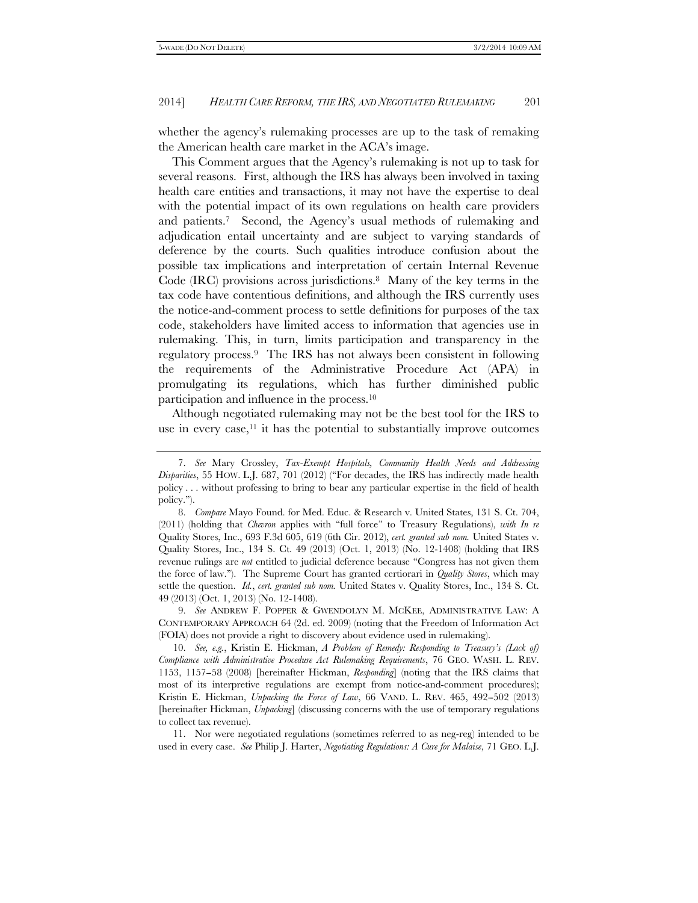whether the agency's rulemaking processes are up to the task of remaking the American health care market in the ACA's image.

This Comment argues that the Agency's rulemaking is not up to task for several reasons. First, although the IRS has always been involved in taxing health care entities and transactions, it may not have the expertise to deal with the potential impact of its own regulations on health care providers and patients.[7] Second, the Agency's usual methods of rulemaking and adjudication entail uncertainty and are subject to varying standards of deference by the courts. Such qualities introduce confusion about the possible tax implications and interpretation of certain Internal Revenue Code (IRC) provisions across jurisdictions.[8] Many of the key terms in the tax code have contentious definitions, and although the IRS currently uses the notice-and-comment process to settle definitions for purposes of the tax code, stakeholders have limited access to information that agencies use in rulemaking. This, in turn, limits participation and transparency in the regulatory process.[9] The IRS has not always been consistent in following the requirements of the Administrative Procedure Act (APA) in promulgating its regulations, which has further diminished public participation and influence in the process.[10]

Although negotiated rulemaking may not be the best tool for the IRS to use in every case,[11] it has the potential to substantially improve outcomes

---

7. *See* Mary Crossley, *Tax-Exempt Hospitals, Community Health Needs and Addressing Disparities*, 55 HOW. L.J. 687, 701 (2012) ("For decades, the IRS has indirectly made health policy . . . without professing to bring to bear any particular expertise in the field of health policy.").

8. *Compare* Mayo Found. for Med. Educ. & Research v. United States, 131 S. Ct. 704, (2011) (holding that *Chevron* applies with "full force" to Treasury Regulations), *with In re* Quality Stores, Inc., 693 F.3d 605, 619 (6th Cir. 2012), *cert. granted sub nom.* United States v. Quality Stores, Inc., 134 S. Ct. 49 (2013) (Oct. 1, 2013) (No. 12-1408) (holding that IRS revenue rulings are *not* entitled to judicial deference because "Congress has not given them the force of law."). The Supreme Court has granted certiorari in *Quality Stores*, which may settle the question. *Id.*, *cert. granted sub nom.* United States v. Quality Stores, Inc., 134 S. Ct. 49 (2013) (Oct. 1, 2013) (No. 12-1408).

9. *See* ANDREW F. POPPER & GWENDOLYN M. MCKEE, ADMINISTRATIVE LAW: A CONTEMPORARY APPROACH 64 (2d. ed. 2009) (noting that the Freedom of Information Act (FOIA) does not provide a right to discovery about evidence used in rulemaking).

10. *See, e.g.*, Kristin E. Hickman, *A Problem of Remedy: Responding to Treasury's (Lack of) Compliance with Administrative Procedure Act Rulemaking Requirements*, 76 GEO. WASH. L. REV. 1153, 1157–58 (2008) [hereinafter Hickman, *Responding*] (noting that the IRS claims that most of its interpretive regulations are exempt from notice-and-comment procedures); Kristin E. Hickman, *Unpacking the Force of Law*, 66 VAND. L. REV. 465, 492–502 (2013) [hereinafter Hickman, *Unpacking*] (discussing concerns with the use of temporary regulations to collect tax revenue).

11. Nor were negotiated regulations (sometimes referred to as neg-reg) intended to be used in every case. *See* Philip J. Harter, *Negotiating Regulations: A Cure for Malaise*, 71 GEO. L.J.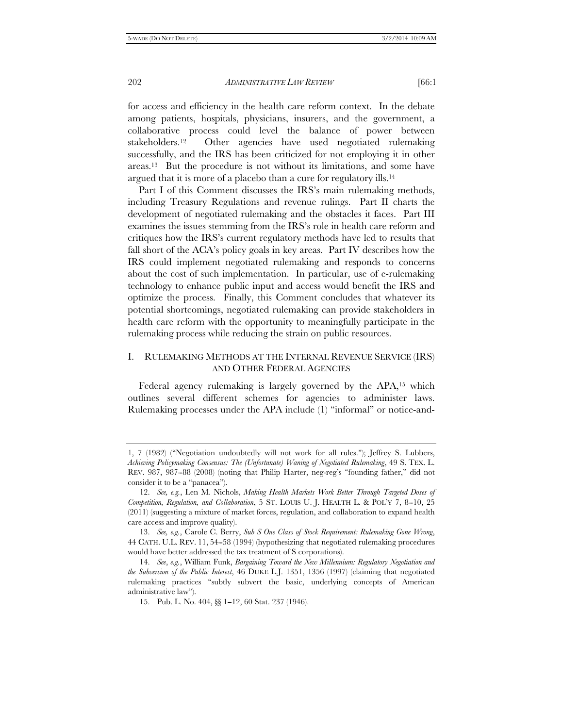for access and efficiency in the health care reform context. In the debate among patients, hospitals, physicians, insurers, and the government, a collaborative process could level the balance of power between stakeholders.[12] Other agencies have used negotiated rulemaking successfully, and the IRS has been criticized for not employing it in other areas.[13] But the procedure is not without its limitations, and some have argued that it is more of a placebo than a cure for regulatory ills.[14]

Part I of this Comment discusses the IRS's main rulemaking methods, including Treasury Regulations and revenue rulings. Part II charts the development of negotiated rulemaking and the obstacles it faces. Part III examines the issues stemming from the IRS's role in health care reform and critiques how the IRS's current regulatory methods have led to results that fall short of the ACA's policy goals in key areas. Part IV describes how the IRS could implement negotiated rulemaking and responds to concerns about the cost of such implementation. In particular, use of e-rulemaking technology to enhance public input and access would benefit the IRS and optimize the process. Finally, this Comment concludes that whatever its potential shortcomings, negotiated rulemaking can provide stakeholders in health care reform with the opportunity to meaningfully participate in the rulemaking process while reducing the strain on public resources.

## I. RULEMAKING METHODS AT THE INTERNAL REVENUE SERVICE (IRS) AND OTHER FEDERAL AGENCIES

Federal agency rulemaking is largely governed by the APA,[15] which outlines several different schemes for agencies to administer laws. Rulemaking processes under the APA include (1) "informal" or notice-and-

---

1, 7 (1982) ("Negotiation undoubtedly will not work for all rules."); Jeffrey S. Lubbers, *Achieving Policymaking Consensus: The (Unfortunate) Waning of Negotiated Rulemaking*, 49 S. TEX. L. REV. 987, 987–88 (2008) (noting that Philip Harter, neg-reg's "founding father," did not consider it to be a "panacea").

12. *See, e.g.*, Len M. Nichols, *Making Health Markets Work Better Through Targeted Doses of Competition, Regulation, and Collaboration*, 5 ST. LOUIS U. J. HEALTH L. & POL'Y 7, 8–10, 25 (2011) (suggesting a mixture of market forces, regulation, and collaboration to expand health care access and improve quality).

13. *See, e.g.*, Carole C. Berry, *Sub S One Class of Stock Requirement: Rulemaking Gone Wrong*, 44 CATH. U.L. REV. 11, 54–58 (1994) (hypothesizing that negotiated rulemaking procedures would have better addressed the tax treatment of S corporations).

14. *See*, *e.g.*, William Funk, *Bargaining Toward the New Millennium: Regulatory Negotiation and the Subversion of the Public Interest*, 46 DUKE L.J. 1351, 1356 (1997) (claiming that negotiated rulemaking practices "subtly subvert the basic, underlying concepts of American administrative law").

15. Pub. L. No. 404, §§ 1–12, 60 Stat. 237 (1946).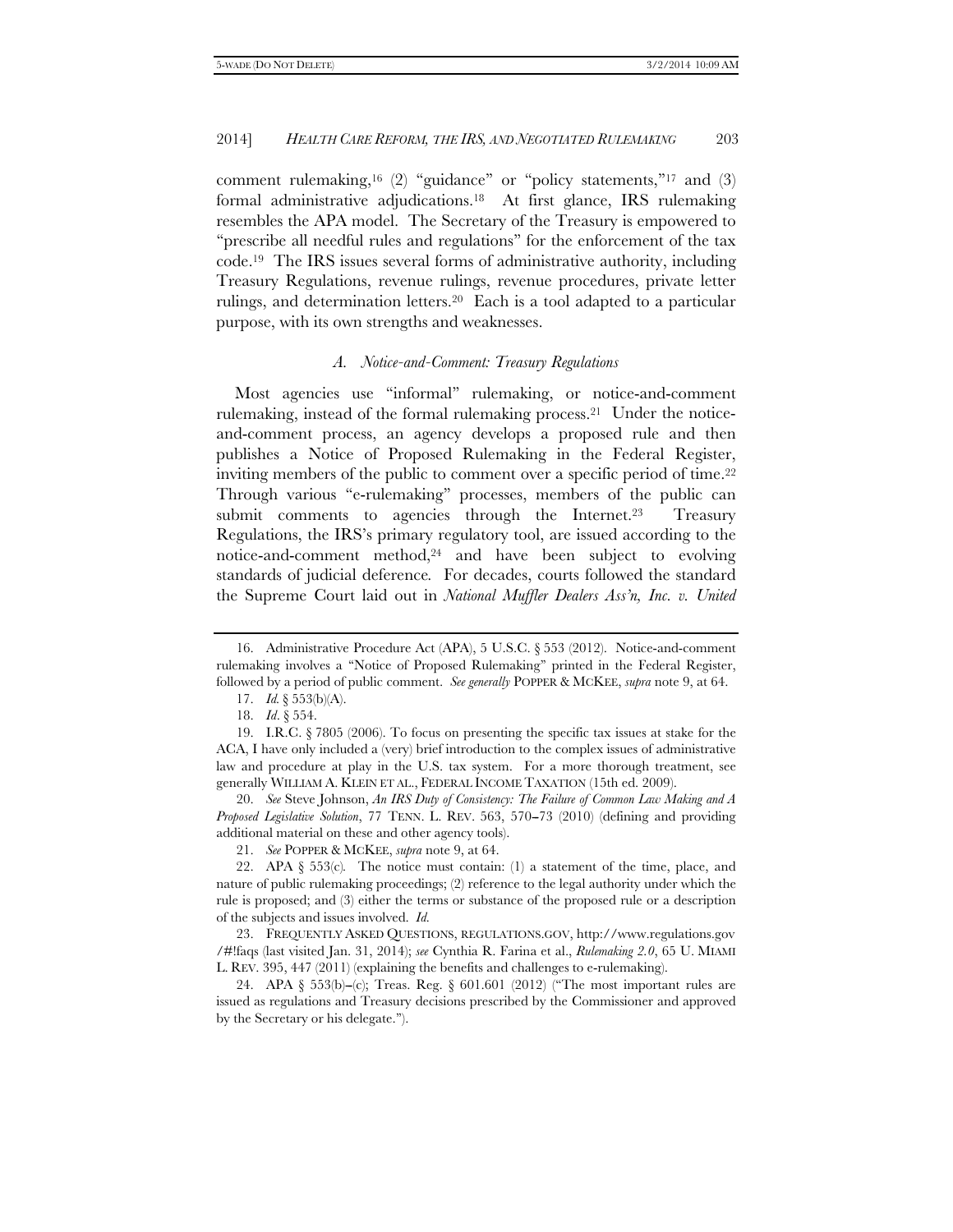comment rulemaking,[16] (2) "guidance" or "policy statements,"[17] and (3) formal administrative adjudications.[18] At first glance, IRS rulemaking resembles the APA model. The Secretary of the Treasury is empowered to "prescribe all needful rules and regulations" for the enforcement of the tax code.[19] The IRS issues several forms of administrative authority, including Treasury Regulations, revenue rulings, revenue procedures, private letter rulings, and determination letters.[20] Each is a tool adapted to a particular purpose, with its own strengths and weaknesses.

### *A. Notice-and-Comment: Treasury Regulations*

Most agencies use "informal" rulemaking, or notice-and-comment rulemaking, instead of the formal rulemaking process.[21] Under the notice-and-comment process, an agency develops a proposed rule and then publishes a Notice of Proposed Rulemaking in the Federal Register, inviting members of the public to comment over a specific period of time.[22] Through various "e-rulemaking" processes, members of the public can submit comments to agencies through the Internet.[23] Treasury Regulations, the IRS's primary regulatory tool, are issued according to the notice-and-comment method,[24] and have been subject to evolving standards of judicial deference. For decades, courts followed the standard the Supreme Court laid out in *National Muffler Dealers Ass'n, Inc. v. United*

---

16. Administrative Procedure Act (APA), 5 U.S.C. § 553 (2012). Notice-and-comment rulemaking involves a "Notice of Proposed Rulemaking" printed in the Federal Register, followed by a period of public comment. *See generally* POPPER & MCKEE, *supra* note 9, at 64.

17. *Id.* § 553(b)(A).

18. *Id*. § 554.

19. I.R.C. § 7805 (2006). To focus on presenting the specific tax issues at stake for the ACA, I have only included a (very) brief introduction to the complex issues of administrative law and procedure at play in the U.S. tax system. For a more thorough treatment, see generally WILLIAM A. KLEIN ET AL., FEDERAL INCOME TAXATION (15th ed. 2009).

20. *See* Steve Johnson, *An IRS Duty of Consistency: The Failure of Common Law Making and A Proposed Legislative Solution*, 77 TENN. L. REV. 563, 570–73 (2010) (defining and providing additional material on these and other agency tools).

21. *See* POPPER & MCKEE, *supra* note 9, at 64.

22. APA § 553(c). The notice must contain: (1) a statement of the time, place, and nature of public rulemaking proceedings; (2) reference to the legal authority under which the rule is proposed; and (3) either the terms or substance of the proposed rule or a description of the subjects and issues involved. *Id.*

23. FREQUENTLY ASKED QUESTIONS, REGULATIONS.GOV, http://www.regulations.gov/#!faqs (last visited Jan. 31, 2014); *see* Cynthia R. Farina et al., *Rulemaking 2.0*, 65 U. MIAMI L. REV. 395, 447 (2011) (explaining the benefits and challenges to e-rulemaking).

24. APA § 553(b)–(c); Treas. Reg. § 601.601 (2012) ("The most important rules are issued as regulations and Treasury decisions prescribed by the Commissioner and approved by the Secretary or his delegate.").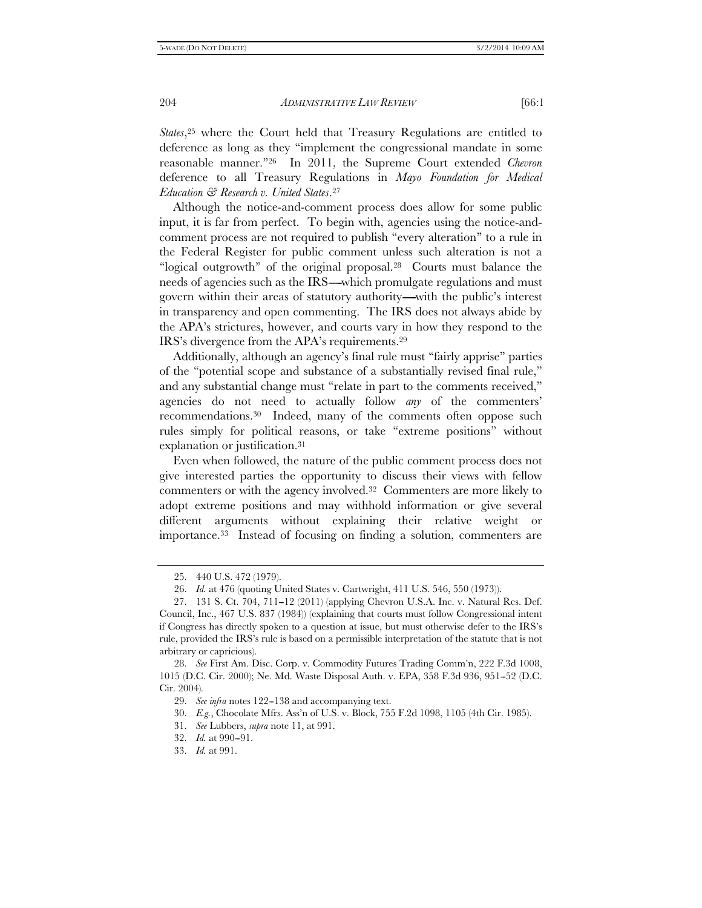*States*,[25] where the Court held that Treasury Regulations are entitled to deference as long as they "implement the congressional mandate in some reasonable manner."[26] In 2011, the Supreme Court extended *Chevron* deference to all Treasury Regulations in *Mayo Foundation for Medical Education & Research v. United States*.[27]

Although the notice-and-comment process does allow for some public input, it is far from perfect. To begin with, agencies using the notice-and-comment process are not required to publish "every alteration" to a rule in the Federal Register for public comment unless such alteration is not a "logical outgrowth" of the original proposal.[28] Courts must balance the needs of agencies such as the IRS—which promulgate regulations and must govern within their areas of statutory authority—with the public's interest in transparency and open commenting. The IRS does not always abide by the APA's strictures, however, and courts vary in how they respond to the IRS's divergence from the APA's requirements.[29]

Additionally, although an agency's final rule must "fairly apprise" parties of the "potential scope and substance of a substantially revised final rule," and any substantial change must "relate in part to the comments received," agencies do not need to actually follow *any* of the commenters' recommendations.[30] Indeed, many of the comments often oppose such rules simply for political reasons, or take "extreme positions" without explanation or justification.[31]

Even when followed, the nature of the public comment process does not give interested parties the opportunity to discuss their views with fellow commenters or with the agency involved.[32] Commenters are more likely to adopt extreme positions and may withhold information or give several different arguments without explaining their relative weight or importance.[33] Instead of focusing on finding a solution, commenters are

---

25. 440 U.S. 472 (1979).

26. *Id.* at 476 (quoting United States v. Cartwright, 411 U.S. 546, 550 (1973)).

27. 131 S. Ct. 704, 711–12 (2011) (applying Chevron U.S.A. Inc. v. Natural Res. Def. Council, Inc., 467 U.S. 837 (1984)) (explaining that courts must follow Congressional intent if Congress has directly spoken to a question at issue, but must otherwise defer to the IRS's rule, provided the IRS's rule is based on a permissible interpretation of the statute that is not arbitrary or capricious).

28. *See* First Am. Disc. Corp. v. Commodity Futures Trading Comm'n, 222 F.3d 1008, 1015 (D.C. Cir. 2000); Ne. Md. Waste Disposal Auth. v. EPA, 358 F.3d 936, 951–52 (D.C. Cir. 2004).

29. *See infra* notes 122–138 and accompanying text.

30. *E.g.*, Chocolate Mfrs. Ass'n of U.S. v. Block, 755 F.2d 1098, 1105 (4th Cir. 1985).

31. *See* Lubbers, *supra* note 11, at 991.

32. *Id.* at 990–91.

33. *Id.* at 991.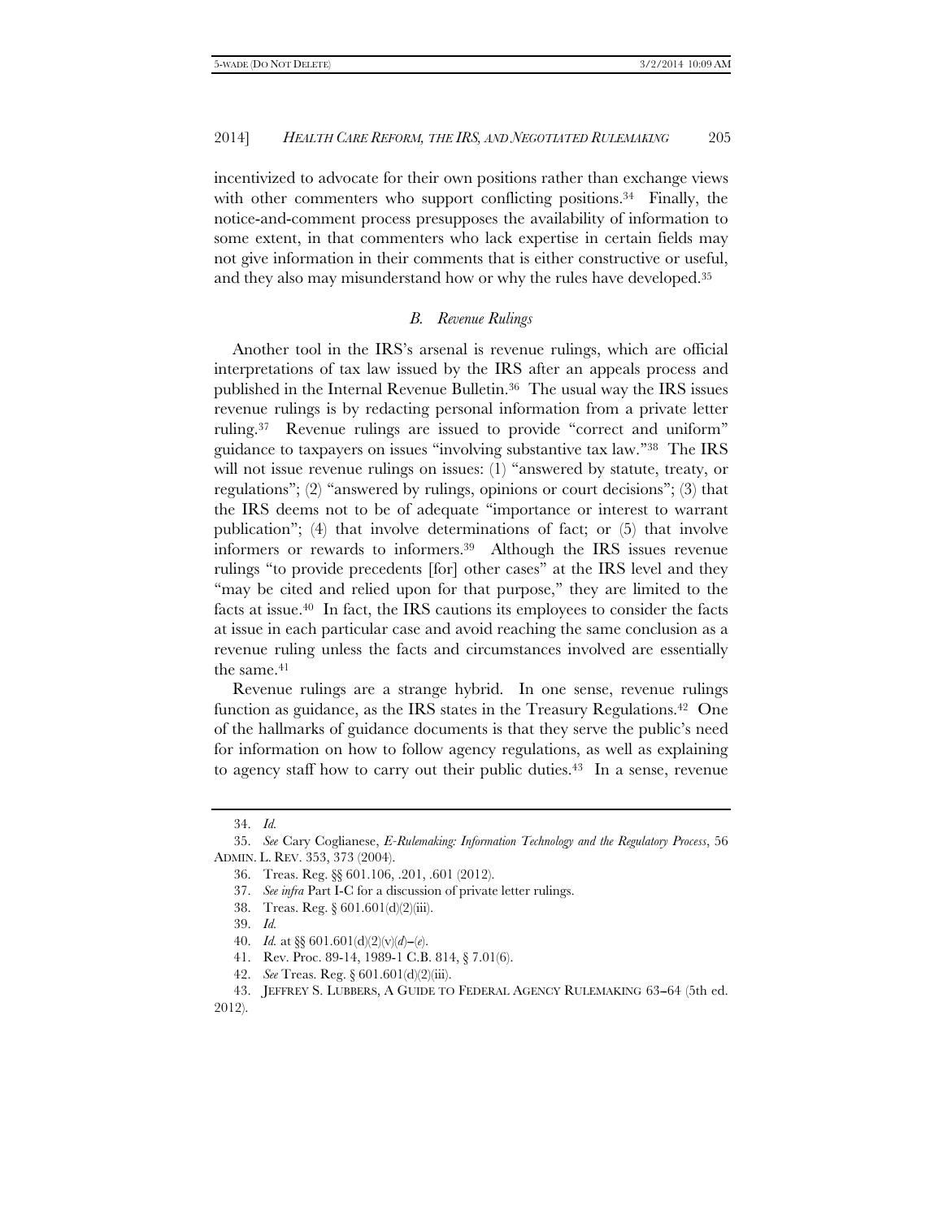incentivized to advocate for their own positions rather than exchange views with other commenters who support conflicting positions.[34] Finally, the notice-and-comment process presupposes the availability of information to some extent, in that commenters who lack expertise in certain fields may not give information in their comments that is either constructive or useful, and they also may misunderstand how or why the rules have developed.[35]

### *B. Revenue Rulings*

Another tool in the IRS's arsenal is revenue rulings, which are official interpretations of tax law issued by the IRS after an appeals process and published in the Internal Revenue Bulletin.[36] The usual way the IRS issues revenue rulings is by redacting personal information from a private letter ruling.[37] Revenue rulings are issued to provide "correct and uniform" guidance to taxpayers on issues "involving substantive tax law."[38] The IRS will not issue revenue rulings on issues: (1) "answered by statute, treaty, or regulations"; (2) "answered by rulings, opinions or court decisions"; (3) that the IRS deems not to be of adequate "importance or interest to warrant publication"; (4) that involve determinations of fact; or (5) that involve informers or rewards to informers.[39] Although the IRS issues revenue rulings "to provide precedents [for] other cases" at the IRS level and they "may be cited and relied upon for that purpose," they are limited to the facts at issue.[40] In fact, the IRS cautions its employees to consider the facts at issue in each particular case and avoid reaching the same conclusion as a revenue ruling unless the facts and circumstances involved are essentially the same.[41]

Revenue rulings are a strange hybrid. In one sense, revenue rulings function as guidance, as the IRS states in the Treasury Regulations.[42] One of the hallmarks of guidance documents is that they serve the public's need for information on how to follow agency regulations, as well as explaining to agency staff how to carry out their public duties.[43] In a sense, revenue

---

34. *Id.*

35. *See* Cary Coglianese, *E-Rulemaking: Information Technology and the Regulatory Process*, 56 ADMIN. L. REV. 353, 373 (2004).

36. Treas. Reg. §§ 601.106, .201, .601 (2012).

37. *See infra* Part I-C for a discussion of private letter rulings.

38. Treas. Reg. § 601.601(d)(2)(iii).

39. *Id.*

40. *Id.* at §§ 601.601(d)(2)(v)(*d*)–(*e*).

41. Rev. Proc. 89-14, 1989-1 C.B. 814, § 7.01(6).

42. *See* Treas. Reg. § 601.601(d)(2)(iii).

43. JEFFREY S. LUBBERS, A GUIDE TO FEDERAL AGENCY RULEMAKING 63–64 (5th ed. 2012).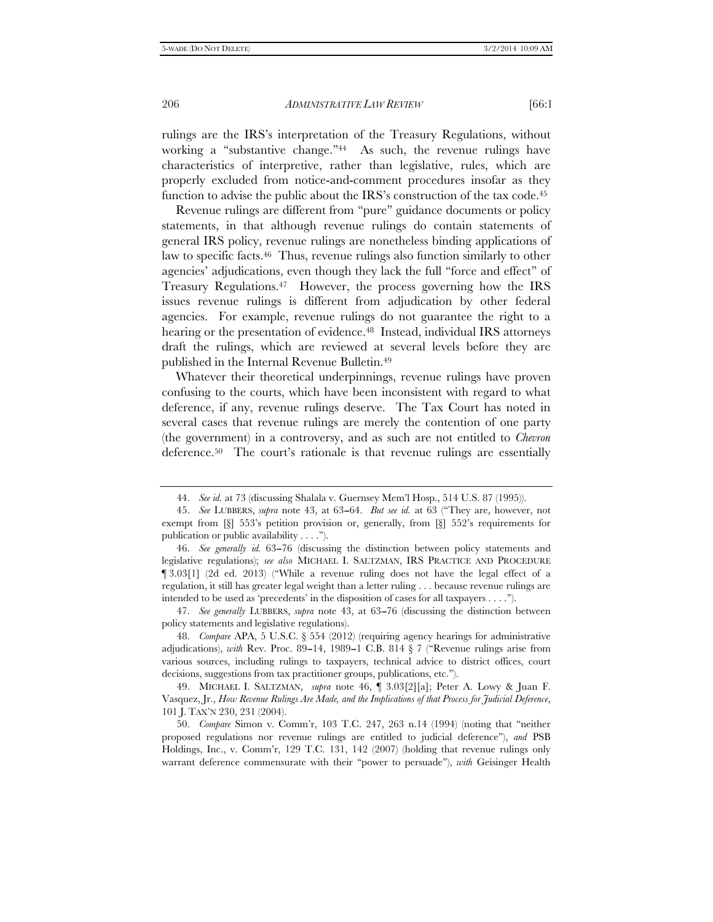rulings are the IRS's interpretation of the Treasury Regulations, without working a "substantive change."[44] As such, the revenue rulings have characteristics of interpretive, rather than legislative, rules, which are properly excluded from notice-and-comment procedures insofar as they function to advise the public about the IRS's construction of the tax code.[45]

Revenue rulings are different from "pure" guidance documents or policy statements, in that although revenue rulings do contain statements of general IRS policy, revenue rulings are nonetheless binding applications of law to specific facts.[46] Thus, revenue rulings also function similarly to other agencies' adjudications, even though they lack the full "force and effect" of Treasury Regulations.[47] However, the process governing how the IRS issues revenue rulings is different from adjudication by other federal agencies. For example, revenue rulings do not guarantee the right to a hearing or the presentation of evidence.[48] Instead, individual IRS attorneys draft the rulings, which are reviewed at several levels before they are published in the Internal Revenue Bulletin.[49]

Whatever their theoretical underpinnings, revenue rulings have proven confusing to the courts, which have been inconsistent with regard to what deference, if any, revenue rulings deserve. The Tax Court has noted in several cases that revenue rulings are merely the contention of one party (the government) in a controversy, and as such are not entitled to *Chevron* deference.[50] The court's rationale is that revenue rulings are essentially

---

44. *See id.* at 73 (discussing Shalala v. Guernsey Mem'l Hosp., 514 U.S. 87 (1995)).

45. *See* LUBBERS, *supra* note 43, at 63–64. *But see id.* at 63 ("They are, however, not exempt from [§] 553's petition provision or, generally, from [§] 552's requirements for publication or public availability . . . .").

46. *See generally id.* 63–76 (discussing the distinction between policy statements and legislative regulations); *see also* MICHAEL I. SALTZMAN, IRS PRACTICE AND PROCEDURE ¶ 3.03[1] (2d ed. 2013) ("While a revenue ruling does not have the legal effect of a regulation, it still has greater legal weight than a letter ruling . . . because revenue rulings are intended to be used as 'precedents' in the disposition of cases for all taxpayers . . . .").

47. *See generally* LUBBERS, *supra* note 43, at 63–76 (discussing the distinction between policy statements and legislative regulations).

48. *Compare* APA, 5 U.S.C. § 554 (2012) (requiring agency hearings for administrative adjudications), *with* Rev. Proc. 89–14, 1989–1 C.B. 814 § 7 ("Revenue rulings arise from various sources, including rulings to taxpayers, technical advice to district offices, court decisions, suggestions from tax practitioner groups, publications, etc.").

49. MICHAEL I. SALTZMAN, *supra* note 46, ¶ 3.03[2][a]; Peter A. Lowy & Juan F. Vasquez, Jr., *How Revenue Rulings Are Made, and the Implications of that Process for Judicial Deference*, 101 J. TAX'N 230, 231 (2004).

50. *Compare* Simon v. Comm'r, 103 T.C. 247, 263 n.14 (1994) (noting that "neither proposed regulations nor revenue rulings are entitled to judicial deference"), *and* PSB Holdings, Inc., v. Comm'r, 129 T.C. 131, 142 (2007) (holding that revenue rulings only warrant deference commensurate with their "power to persuade"), *with* Geisinger Health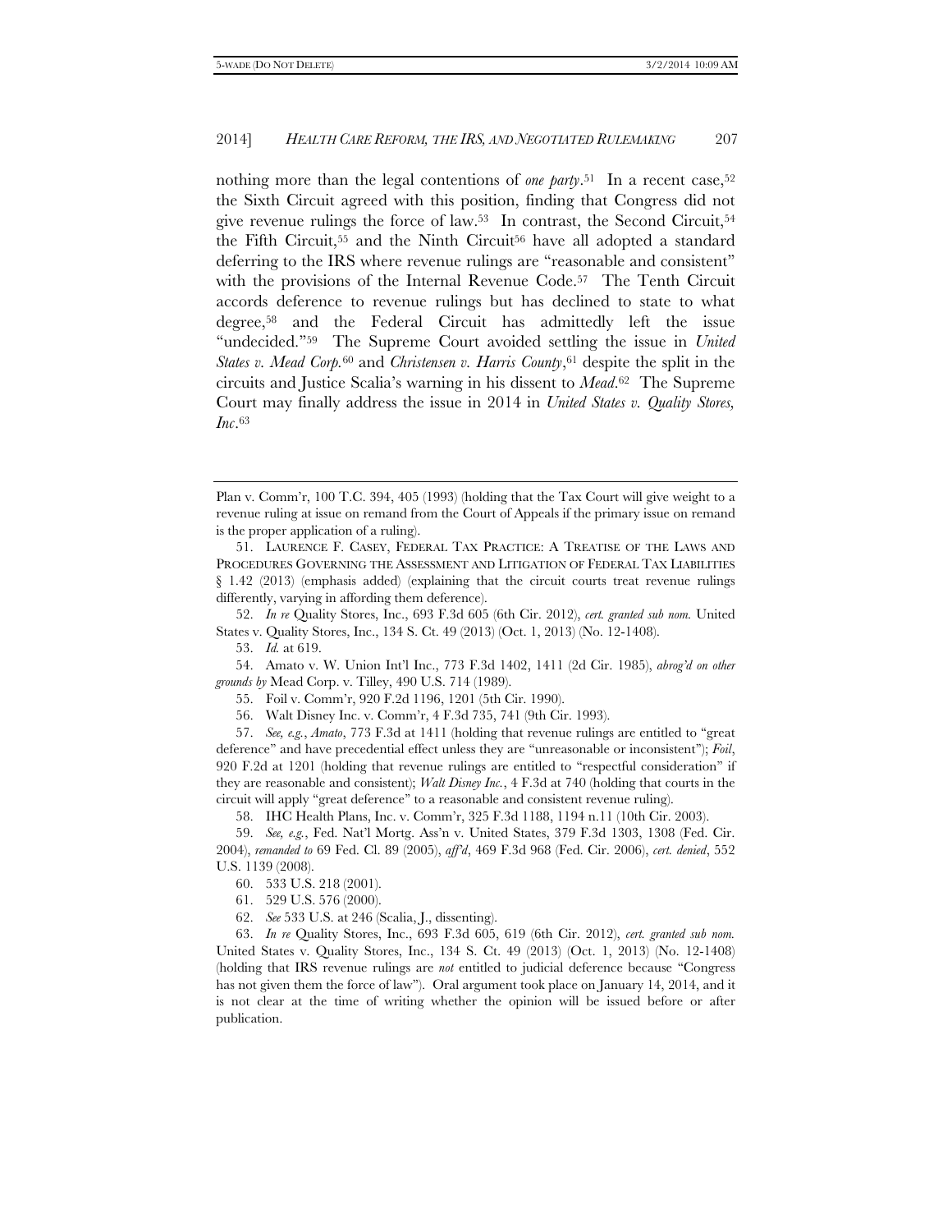nothing more than the legal contentions of *one party*.[51] In a recent case,[52] the Sixth Circuit agreed with this position, finding that Congress did not give revenue rulings the force of law.[53] In contrast, the Second Circuit,[54] the Fifth Circuit,[55] and the Ninth Circuit[56] have all adopted a standard deferring to the IRS where revenue rulings are "reasonable and consistent" with the provisions of the Internal Revenue Code.[57] The Tenth Circuit accords deference to revenue rulings but has declined to state to what degree,[58] and the Federal Circuit has admittedly left the issue "undecided."[59] The Supreme Court avoided settling the issue in *United States v. Mead Corp.*[60] and *Christensen v. Harris County*,[61] despite the split in the circuits and Justice Scalia's warning in his dissent to *Mead*.[62] The Supreme Court may finally address the issue in 2014 in *United States v. Quality Stores, Inc*.[63]

---

Plan v. Comm'r, 100 T.C. 394, 405 (1993) (holding that the Tax Court will give weight to a revenue ruling at issue on remand from the Court of Appeals if the primary issue on remand is the proper application of a ruling).

51. LAURENCE F. CASEY, FEDERAL TAX PRACTICE: A TREATISE OF THE LAWS AND PROCEDURES GOVERNING THE ASSESSMENT AND LITIGATION OF FEDERAL TAX LIABILITIES § 1.42 (2013) (emphasis added) (explaining that the circuit courts treat revenue rulings differently, varying in affording them deference).

52. *In re* Quality Stores, Inc., 693 F.3d 605 (6th Cir. 2012), *cert. granted sub nom.* United States v. Quality Stores, Inc., 134 S. Ct. 49 (2013) (Oct. 1, 2013) (No. 12-1408).

53. *Id.* at 619.

54. Amato v. W. Union Int'l Inc., 773 F.3d 1402, 1411 (2d Cir. 1985), *abrog'd on other grounds by* Mead Corp. v. Tilley, 490 U.S. 714 (1989).

55. Foil v. Comm'r, 920 F.2d 1196, 1201 (5th Cir. 1990).

56. Walt Disney Inc. v. Comm'r, 4 F.3d 735, 741 (9th Cir. 1993).

57. *See, e.g.*, *Amato*, 773 F.3d at 1411 (holding that revenue rulings are entitled to "great deference" and have precedential effect unless they are "unreasonable or inconsistent"); *Foil*, 920 F.2d at 1201 (holding that revenue rulings are entitled to "respectful consideration" if they are reasonable and consistent); *Walt Disney Inc.*, 4 F.3d at 740 (holding that courts in the circuit will apply "great deference" to a reasonable and consistent revenue ruling).

58. IHC Health Plans, Inc. v. Comm'r, 325 F.3d 1188, 1194 n.11 (10th Cir. 2003).

59. *See, e.g.*, Fed. Nat'l Mortg. Ass'n v. United States, 379 F.3d 1303, 1308 (Fed. Cir. 2004), *remanded to* 69 Fed. Cl. 89 (2005), *aff'd*, 469 F.3d 968 (Fed. Cir. 2006), *cert. denied*, 552 U.S. 1139 (2008).

60. 533 U.S. 218 (2001).

61. 529 U.S. 576 (2000).

62. *See* 533 U.S. at 246 (Scalia, J., dissenting).

63. *In re* Quality Stores, Inc., 693 F.3d 605, 619 (6th Cir. 2012), *cert. granted sub nom.* United States v. Quality Stores, Inc., 134 S. Ct. 49 (2013) (Oct. 1, 2013) (No. 12-1408) (holding that IRS revenue rulings are *not* entitled to judicial deference because "Congress has not given them the force of law"). Oral argument took place on January 14, 2014, and it is not clear at the time of writing whether the opinion will be issued before or after publication.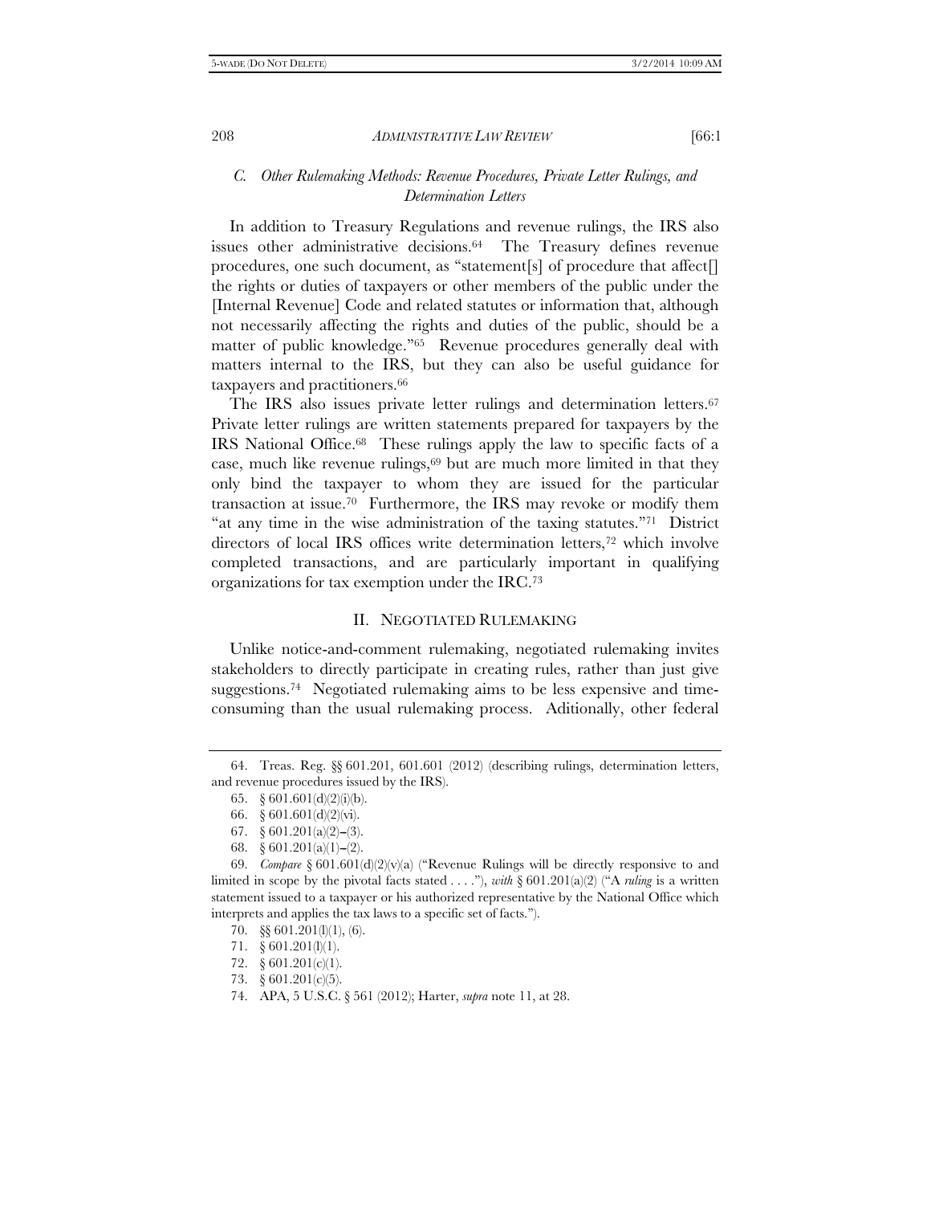### C. *Other Rulemaking Methods: Revenue Procedures, Private Letter Rulings, and Determination Letters*

In addition to Treasury Regulations and revenue rulings, the IRS also issues other administrative decisions.[64] The Treasury defines revenue procedures, one such document, as "statement[s] of procedure that affect[] the rights or duties of taxpayers or other members of the public under the [Internal Revenue] Code and related statutes or information that, although not necessarily affecting the rights and duties of the public, should be a matter of public knowledge."[65] Revenue procedures generally deal with matters internal to the IRS, but they can also be useful guidance for taxpayers and practitioners.[66]

The IRS also issues private letter rulings and determination letters.[67] Private letter rulings are written statements prepared for taxpayers by the IRS National Office.[68] These rulings apply the law to specific facts of a case, much like revenue rulings,[69] but are much more limited in that they only bind the taxpayer to whom they are issued for the particular transaction at issue.[70] Furthermore, the IRS may revoke or modify them "at any time in the wise administration of the taxing statutes."[71] District directors of local IRS offices write determination letters,[72] which involve completed transactions, and are particularly important in qualifying organizations for tax exemption under the IRC.[73]

## II. NEGOTIATED RULEMAKING

Unlike notice-and-comment rulemaking, negotiated rulemaking invites stakeholders to directly participate in creating rules, rather than just give suggestions.[74] Negotiated rulemaking aims to be less expensive and time-consuming than the usual rulemaking process. Aditionally, other federal

---

64. Treas. Reg. §§ 601.201, 601.601 (2012) (describing rulings, determination letters, and revenue procedures issued by the IRS).

65. § 601.601(d)(2)(i)(b).

66. § 601.601(d)(2)(vi).

67. § 601.201(a)(2)–(3).

68. § 601.201(a)(1)–(2).

69. *Compare* § 601.601(d)(2)(v)(a) ("Revenue Rulings will be directly responsive to and limited in scope by the pivotal facts stated . . . ."), *with* § 601.201(a)(2) ("A *ruling* is a written statement issued to a taxpayer or his authorized representative by the National Office which interprets and applies the tax laws to a specific set of facts.").

70. §§ 601.201(l)(1), (6).

71. § 601.201(l)(1).

72. § 601.201(c)(1).

73. § 601.201(c)(5).

74. APA, 5 U.S.C. § 561 (2012); Harter, *supra* note 11, at 28.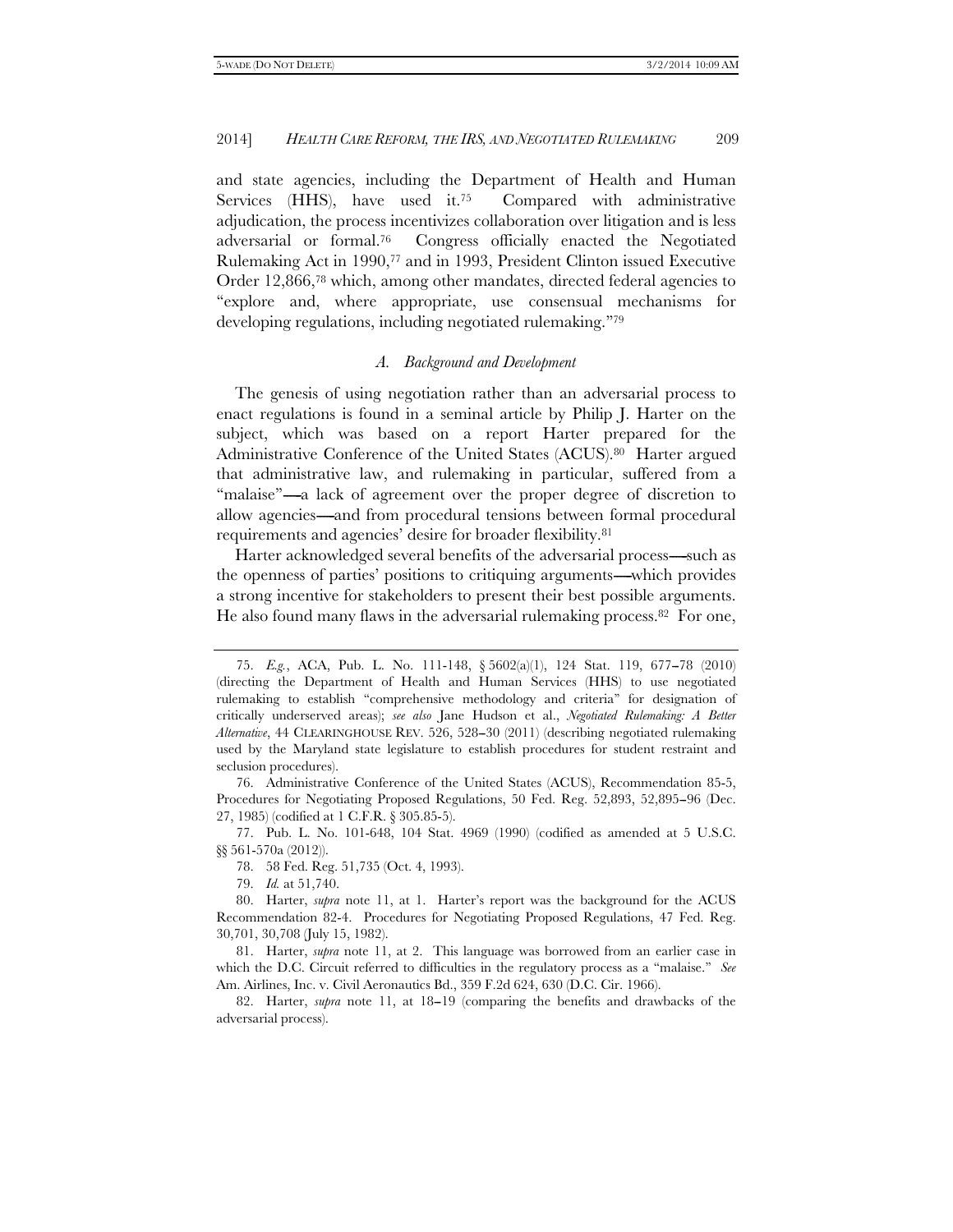and state agencies, including the Department of Health and Human Services (HHS), have used it.[75] Compared with administrative adjudication, the process incentivizes collaboration over litigation and is less adversarial or formal.[76] Congress officially enacted the Negotiated Rulemaking Act in 1990,[77] and in 1993, President Clinton issued Executive Order 12,866,[78] which, among other mandates, directed federal agencies to "explore and, where appropriate, use consensual mechanisms for developing regulations, including negotiated rulemaking."[79]

### *A. Background and Development*

The genesis of using negotiation rather than an adversarial process to enact regulations is found in a seminal article by Philip J. Harter on the subject, which was based on a report Harter prepared for the Administrative Conference of the United States (ACUS).[80] Harter argued that administrative law, and rulemaking in particular, suffered from a "malaise"—a lack of agreement over the proper degree of discretion to allow agencies—and from procedural tensions between formal procedural requirements and agencies' desire for broader flexibility.[81]

Harter acknowledged several benefits of the adversarial process—such as the openness of parties' positions to critiquing arguments—which provides a strong incentive for stakeholders to present their best possible arguments. He also found many flaws in the adversarial rulemaking process.[82] For one,

---

75. *E.g.*, ACA, Pub. L. No. 111-148, § 5602(a)(1), 124 Stat. 119, 677–78 (2010) (directing the Department of Health and Human Services (HHS) to use negotiated rulemaking to establish "comprehensive methodology and criteria" for designation of critically underserved areas); *see also* Jane Hudson et al., *Negotiated Rulemaking: A Better Alternative*, 44 CLEARINGHOUSE REV. 526, 528–30 (2011) (describing negotiated rulemaking used by the Maryland state legislature to establish procedures for student restraint and seclusion procedures).

76. Administrative Conference of the United States (ACUS), Recommendation 85-5, Procedures for Negotiating Proposed Regulations, 50 Fed. Reg. 52,893, 52,895–96 (Dec. 27, 1985) (codified at 1 C.F.R. § 305.85-5).

77. Pub. L. No. 101-648, 104 Stat. 4969 (1990) (codified as amended at 5 U.S.C. §§ 561-570a (2012)).

78. 58 Fed. Reg. 51,735 (Oct. 4, 1993).

79. *Id.* at 51,740.

80. Harter, *supra* note 11, at 1. Harter's report was the background for the ACUS Recommendation 82-4. Procedures for Negotiating Proposed Regulations, 47 Fed. Reg. 30,701, 30,708 (July 15, 1982).

81. Harter, *supra* note 11, at 2. This language was borrowed from an earlier case in which the D.C. Circuit referred to difficulties in the regulatory process as a "malaise." *See* Am. Airlines, Inc. v. Civil Aeronautics Bd., 359 F.2d 624, 630 (D.C. Cir. 1966).

82. Harter, *supra* note 11, at 18–19 (comparing the benefits and drawbacks of the adversarial process).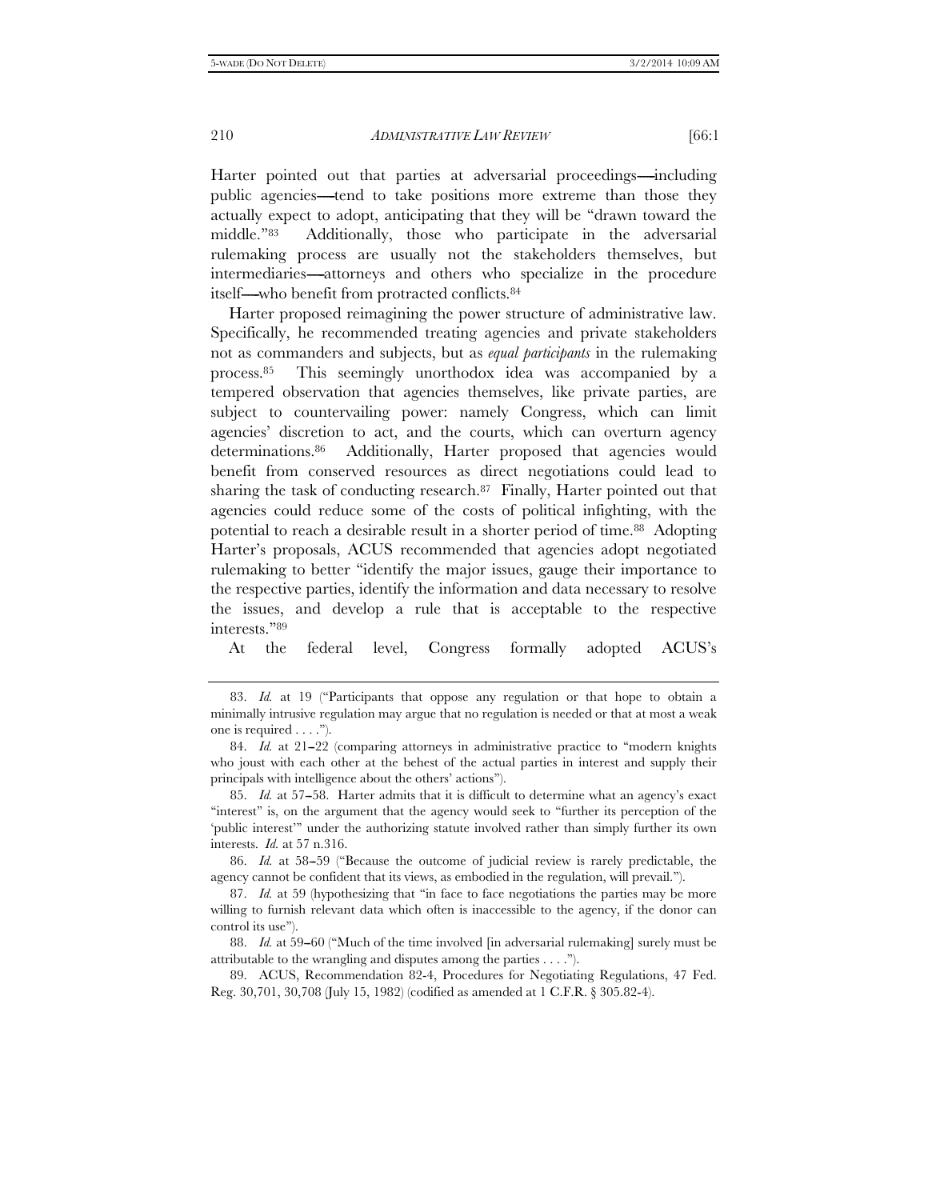Harter pointed out that parties at adversarial proceedings—including public agencies—tend to take positions more extreme than those they actually expect to adopt, anticipating that they will be "drawn toward the middle."[83] Additionally, those who participate in the adversarial rulemaking process are usually not the stakeholders themselves, but intermediaries—attorneys and others who specialize in the procedure itself—who benefit from protracted conflicts.[84]

Harter proposed reimagining the power structure of administrative law. Specifically, he recommended treating agencies and private stakeholders not as commanders and subjects, but as *equal participants* in the rulemaking process.[85] This seemingly unorthodox idea was accompanied by a tempered observation that agencies themselves, like private parties, are subject to countervailing power: namely Congress, which can limit agencies' discretion to act, and the courts, which can overturn agency determinations.[86] Additionally, Harter proposed that agencies would benefit from conserved resources as direct negotiations could lead to sharing the task of conducting research.[87] Finally, Harter pointed out that agencies could reduce some of the costs of political infighting, with the potential to reach a desirable result in a shorter period of time.[88] Adopting Harter's proposals, ACUS recommended that agencies adopt negotiated rulemaking to better "identify the major issues, gauge their importance to the respective parties, identify the information and data necessary to resolve the issues, and develop a rule that is acceptable to the respective interests."[89]

At the federal level, Congress formally adopted ACUS's

---

83. *Id.* at 19 ("Participants that oppose any regulation or that hope to obtain a minimally intrusive regulation may argue that no regulation is needed or that at most a weak one is required . . . .").

84. *Id.* at 21–22 (comparing attorneys in administrative practice to "modern knights who joust with each other at the behest of the actual parties in interest and supply their principals with intelligence about the others' actions").

85. *Id.* at 57–58. Harter admits that it is difficult to determine what an agency's exact "interest" is, on the argument that the agency would seek to "further its perception of the 'public interest'" under the authorizing statute involved rather than simply further its own interests. *Id.* at 57 n.316.

86. *Id.* at 58–59 ("Because the outcome of judicial review is rarely predictable, the agency cannot be confident that its views, as embodied in the regulation, will prevail.").

87. *Id.* at 59 (hypothesizing that "in face to face negotiations the parties may be more willing to furnish relevant data which often is inaccessible to the agency, if the donor can control its use").

88. *Id.* at 59–60 ("Much of the time involved [in adversarial rulemaking] surely must be attributable to the wrangling and disputes among the parties . . . .").

89. ACUS, Recommendation 82-4, Procedures for Negotiating Regulations, 47 Fed. Reg. 30,701, 30,708 (July 15, 1982) (codified as amended at 1 C.F.R. § 305.82-4).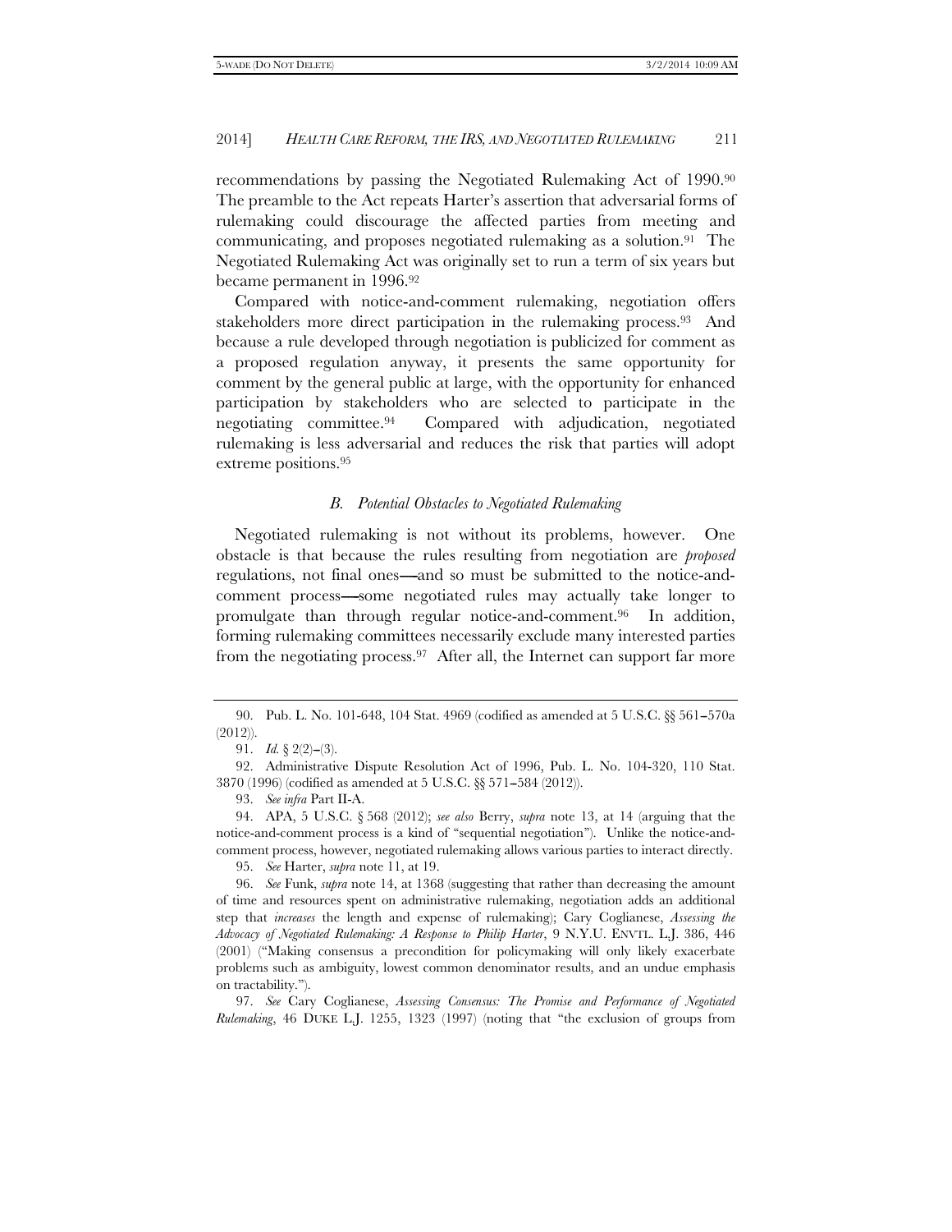recommendations by passing the Negotiated Rulemaking Act of 1990.[90] The preamble to the Act repeats Harter's assertion that adversarial forms of rulemaking could discourage the affected parties from meeting and communicating, and proposes negotiated rulemaking as a solution.[91] The Negotiated Rulemaking Act was originally set to run a term of six years but became permanent in 1996.[92]

Compared with notice-and-comment rulemaking, negotiation offers stakeholders more direct participation in the rulemaking process.[93] And because a rule developed through negotiation is publicized for comment as a proposed regulation anyway, it presents the same opportunity for comment by the general public at large, with the opportunity for enhanced participation by stakeholders who are selected to participate in the negotiating committee.[94] Compared with adjudication, negotiated rulemaking is less adversarial and reduces the risk that parties will adopt extreme positions.[95]

### *B. Potential Obstacles to Negotiated Rulemaking*

Negotiated rulemaking is not without its problems, however. One obstacle is that because the rules resulting from negotiation are *proposed* regulations, not final ones—and so must be submitted to the notice-and-comment process—some negotiated rules may actually take longer to promulgate than through regular notice-and-comment.[96] In addition, forming rulemaking committees necessarily exclude many interested parties from the negotiating process.[97] After all, the Internet can support far more

---

90. Pub. L. No. 101-648, 104 Stat. 4969 (codified as amended at 5 U.S.C. §§ 561–570a (2012)).

91. *Id.* § 2(2)–(3).

92. Administrative Dispute Resolution Act of 1996, Pub. L. No. 104-320, 110 Stat. 3870 (1996) (codified as amended at 5 U.S.C. §§ 571–584 (2012)).

93. *See infra* Part II-A.

94. APA, 5 U.S.C. § 568 (2012); *see also* Berry, *supra* note 13, at 14 (arguing that the notice-and-comment process is a kind of "sequential negotiation"). Unlike the notice-and-comment process, however, negotiated rulemaking allows various parties to interact directly.

95. *See* Harter, *supra* note 11, at 19.

96. *See* Funk, *supra* note 14, at 1368 (suggesting that rather than decreasing the amount of time and resources spent on administrative rulemaking, negotiation adds an additional step that *increases* the length and expense of rulemaking); Cary Coglianese, *Assessing the Advocacy of Negotiated Rulemaking: A Response to Philip Harter*, 9 N.Y.U. ENVTL. L.J. 386, 446 (2001) ("Making consensus a precondition for policymaking will only likely exacerbate problems such as ambiguity, lowest common denominator results, and an undue emphasis on tractability.").

97. *See* Cary Coglianese, *Assessing Consensus: The Promise and Performance of Negotiated Rulemaking*, 46 DUKE L.J. 1255, 1323 (1997) (noting that "the exclusion of groups from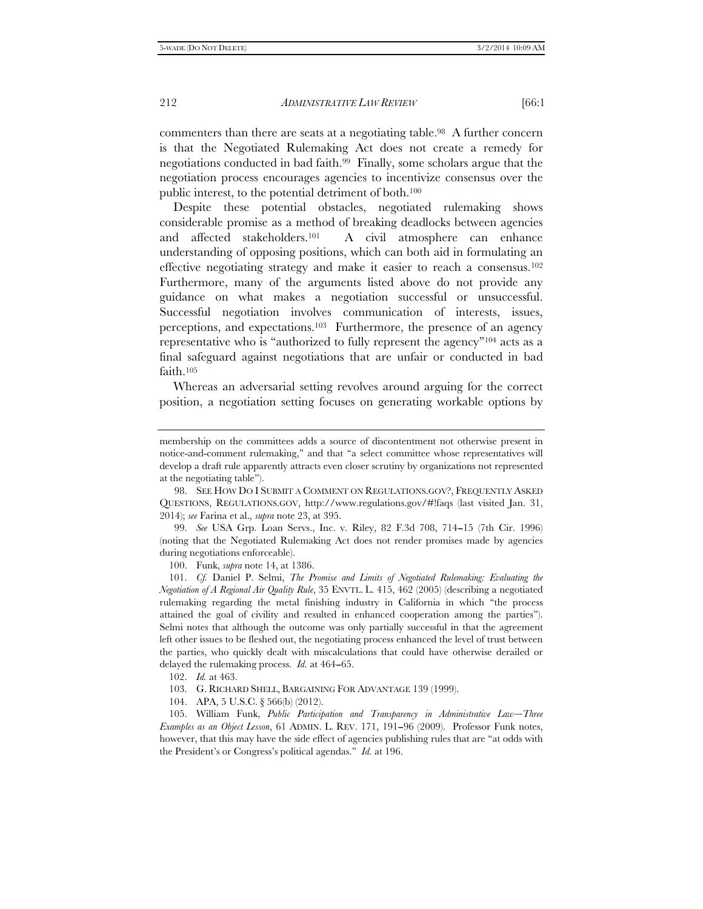commenters than there are seats at a negotiating table.[98] A further concern is that the Negotiated Rulemaking Act does not create a remedy for negotiations conducted in bad faith.[99] Finally, some scholars argue that the negotiation process encourages agencies to incentivize consensus over the public interest, to the potential detriment of both.[100]

Despite these potential obstacles, negotiated rulemaking shows considerable promise as a method of breaking deadlocks between agencies and affected stakeholders.[101] A civil atmosphere can enhance understanding of opposing positions, which can both aid in formulating an effective negotiating strategy and make it easier to reach a consensus.[102] Furthermore, many of the arguments listed above do not provide any guidance on what makes a negotiation successful or unsuccessful. Successful negotiation involves communication of interests, issues, perceptions, and expectations.[103] Furthermore, the presence of an agency representative who is "authorized to fully represent the agency"[104] acts as a final safeguard against negotiations that are unfair or conducted in bad faith.[105]

Whereas an adversarial setting revolves around arguing for the correct position, a negotiation setting focuses on generating workable options by

---

membership on the committees adds a source of discontentment not otherwise present in notice-and-comment rulemaking," and that "a select committee whose representatives will develop a draft rule apparently attracts even closer scrutiny by organizations not represented at the negotiating table").

98. SEE HOW DO I SUBMIT A COMMENT ON REGULATIONS.GOV?, FREQUENTLY ASKED QUESTIONS, REGULATIONS.GOV, http://www.regulations.gov/#!faqs (last visited Jan. 31, 2014); *see* Farina et al., *supra* note 23, at 395.

99. *See* USA Grp. Loan Servs., Inc. v. Riley, 82 F.3d 708, 714–15 (7th Cir. 1996) (noting that the Negotiated Rulemaking Act does not render promises made by agencies during negotiations enforceable).

100. Funk, *supra* note 14, at 1386.

101. *Cf.* Daniel P. Selmi, *The Promise and Limits of Negotiated Rulemaking: Evaluating the Negotiation of A Regional Air Quality Rule*, 35 ENVTL. L. 415, 462 (2005) (describing a negotiated rulemaking regarding the metal finishing industry in California in which "the process attained the goal of civility and resulted in enhanced cooperation among the parties"). Selmi notes that although the outcome was only partially successful in that the agreement left other issues to be fleshed out, the negotiating process enhanced the level of trust between the parties, who quickly dealt with miscalculations that could have otherwise derailed or delayed the rulemaking process. *Id.* at 464–65.

102. *Id.* at 463.

103. G. RICHARD SHELL, BARGAINING FOR ADVANTAGE 139 (1999).

104. APA, 5 U.S.C. § 566(b) (2012).

105. William Funk, *Public Participation and Transparency in Administrative Law—Three Examples as an Object Lesson*, 61 ADMIN. L. REV. 171, 191–96 (2009). Professor Funk notes, however, that this may have the side effect of agencies publishing rules that are "at odds with the President's or Congress's political agendas." *Id.* at 196.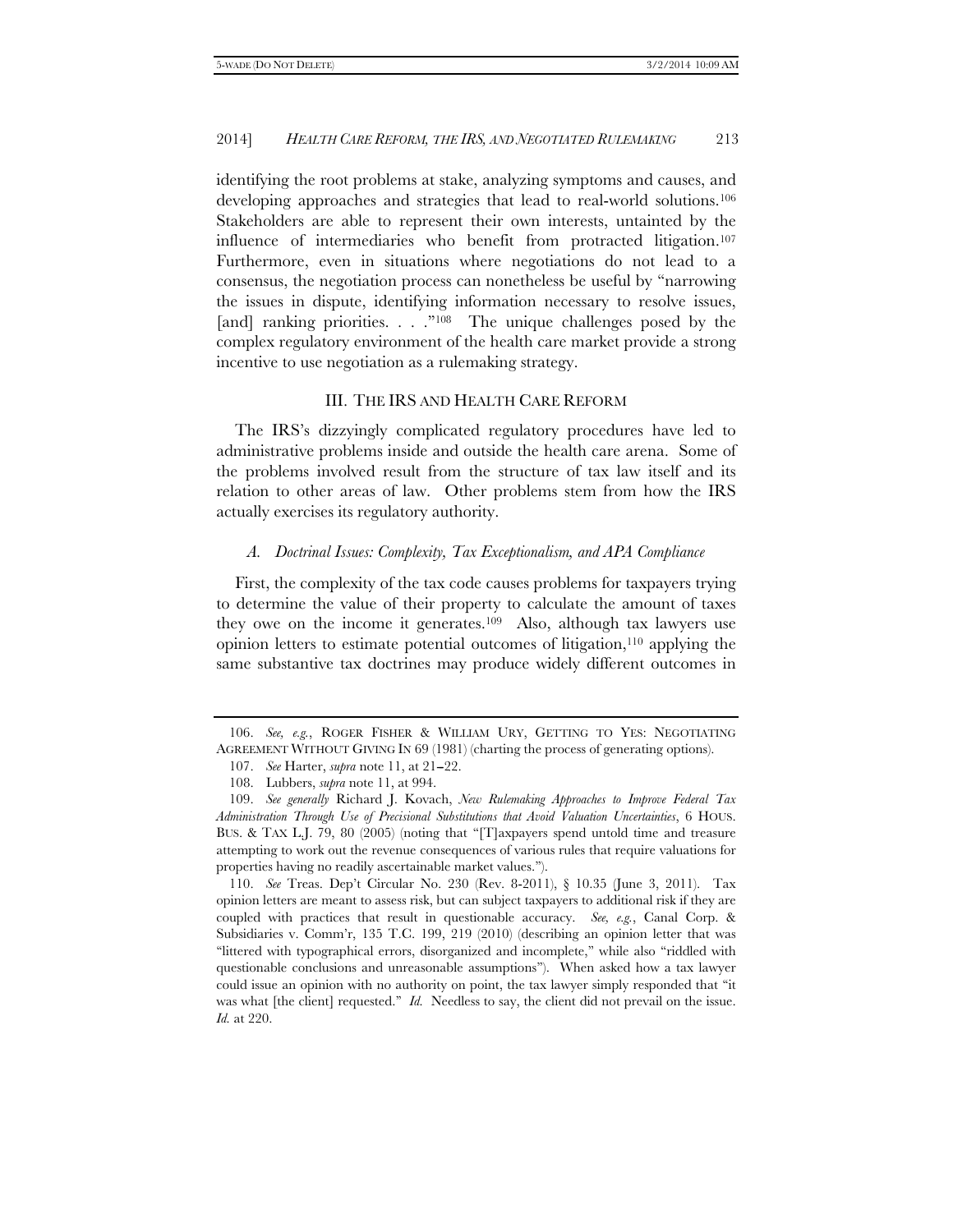identifying the root problems at stake, analyzing symptoms and causes, and developing approaches and strategies that lead to real-world solutions.[106] Stakeholders are able to represent their own interests, untainted by the influence of intermediaries who benefit from protracted litigation.[107] Furthermore, even in situations where negotiations do not lead to a consensus, the negotiation process can nonetheless be useful by "narrowing the issues in dispute, identifying information necessary to resolve issues, [and] ranking priorities. . . ."[108] The unique challenges posed by the complex regulatory environment of the health care market provide a strong incentive to use negotiation as a rulemaking strategy.

## III. THE IRS AND HEALTH CARE REFORM

The IRS's dizzyingly complicated regulatory procedures have led to administrative problems inside and outside the health care arena. Some of the problems involved result from the structure of tax law itself and its relation to other areas of law. Other problems stem from how the IRS actually exercises its regulatory authority.

### *A. Doctrinal Issues: Complexity, Tax Exceptionalism, and APA Compliance*

First, the complexity of the tax code causes problems for taxpayers trying to determine the value of their property to calculate the amount of taxes they owe on the income it generates.[109] Also, although tax lawyers use opinion letters to estimate potential outcomes of litigation,[110] applying the same substantive tax doctrines may produce widely different outcomes in

---

106. *See, e.g.*, ROGER FISHER & WILLIAM URY, GETTING TO YES: NEGOTIATING AGREEMENT WITHOUT GIVING IN 69 (1981) (charting the process of generating options).

107. *See* Harter, *supra* note 11, at 21–22.

108. Lubbers, *supra* note 11, at 994.

109. *See generally* Richard J. Kovach, *New Rulemaking Approaches to Improve Federal Tax Administration Through Use of Precisional Substitutions that Avoid Valuation Uncertainties*, 6 HOUS. BUS. & TAX L.J. 79, 80 (2005) (noting that "[T]axpayers spend untold time and treasure attempting to work out the revenue consequences of various rules that require valuations for properties having no readily ascertainable market values.").

110. *See* Treas. Dep't Circular No. 230 (Rev. 8-2011), § 10.35 (June 3, 2011). Tax opinion letters are meant to assess risk, but can subject taxpayers to additional risk if they are coupled with practices that result in questionable accuracy. *See, e.g.*, Canal Corp. & Subsidiaries v. Comm'r, 135 T.C. 199, 219 (2010) (describing an opinion letter that was "littered with typographical errors, disorganized and incomplete," while also "riddled with questionable conclusions and unreasonable assumptions"). When asked how a tax lawyer could issue an opinion with no authority on point, the tax lawyer simply responded that "it was what [the client] requested." *Id.* Needless to say, the client did not prevail on the issue. *Id.* at 220.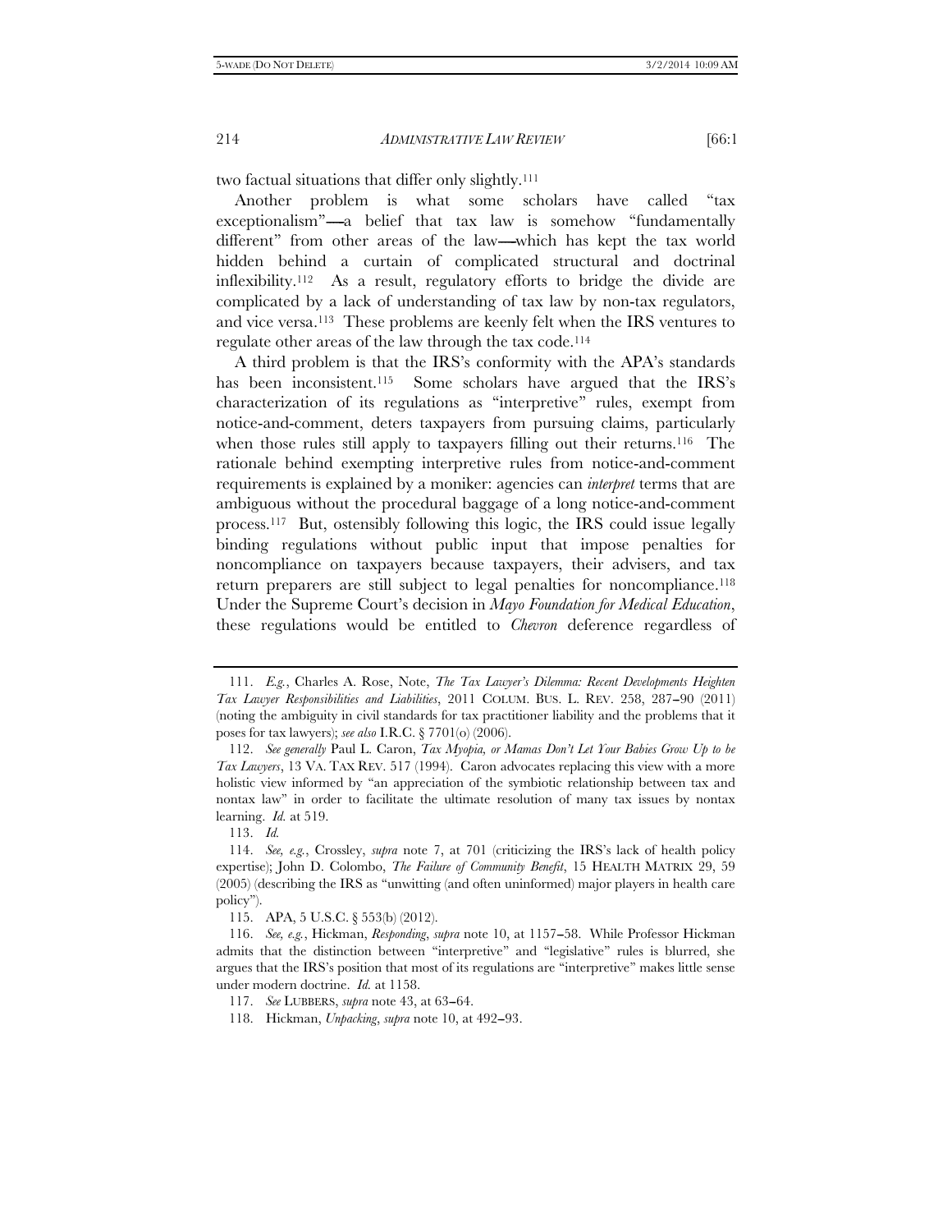two factual situations that differ only slightly.[111]

Another problem is what some scholars have called "tax exceptionalism"—a belief that tax law is somehow "fundamentally different" from other areas of the law—which has kept the tax world hidden behind a curtain of complicated structural and doctrinal inflexibility.[112] As a result, regulatory efforts to bridge the divide are complicated by a lack of understanding of tax law by non-tax regulators, and vice versa.[113] These problems are keenly felt when the IRS ventures to regulate other areas of the law through the tax code.[114]

A third problem is that the IRS's conformity with the APA's standards has been inconsistent.[115] Some scholars have argued that the IRS's characterization of its regulations as "interpretive" rules, exempt from notice-and-comment, deters taxpayers from pursuing claims, particularly when those rules still apply to taxpayers filling out their returns.[116] The rationale behind exempting interpretive rules from notice-and-comment requirements is explained by a moniker: agencies can *interpret* terms that are ambiguous without the procedural baggage of a long notice-and-comment process.[117] But, ostensibly following this logic, the IRS could issue legally binding regulations without public input that impose penalties for noncompliance on taxpayers because taxpayers, their advisers, and tax return preparers are still subject to legal penalties for noncompliance.[118] Under the Supreme Court's decision in *Mayo Foundation for Medical Education*, these regulations would be entitled to *Chevron* deference regardless of

---

111. *E.g.*, Charles A. Rose, Note, *The Tax Lawyer's Dilemma: Recent Developments Heighten Tax Lawyer Responsibilities and Liabilities*, 2011 COLUM. BUS. L. REV. 258, 287–90 (2011) (noting the ambiguity in civil standards for tax practitioner liability and the problems that it poses for tax lawyers); *see also* I.R.C. § 7701(o) (2006).

112. *See generally* Paul L. Caron, *Tax Myopia, or Mamas Don't Let Your Babies Grow Up to be Tax Lawyers*, 13 VA. TAX REV. 517 (1994). Caron advocates replacing this view with a more holistic view informed by "an appreciation of the symbiotic relationship between tax and nontax law" in order to facilitate the ultimate resolution of many tax issues by nontax learning. *Id.* at 519.

113. *Id.*

114. *See, e.g.*, Crossley, *supra* note 7, at 701 (criticizing the IRS's lack of health policy expertise); John D. Colombo, *The Failure of Community Benefit*, 15 HEALTH MATRIX 29, 59 (2005) (describing the IRS as "unwitting (and often uninformed) major players in health care policy").

115. APA, 5 U.S.C. § 553(b) (2012).

116. *See, e.g.*, Hickman, *Responding*, *supra* note 10, at 1157–58. While Professor Hickman admits that the distinction between "interpretive" and "legislative" rules is blurred, she argues that the IRS's position that most of its regulations are "interpretive" makes little sense under modern doctrine. *Id.* at 1158.

117. *See* LUBBERS, *supra* note 43, at 63–64.

118. Hickman, *Unpacking*, *supra* note 10, at 492–93.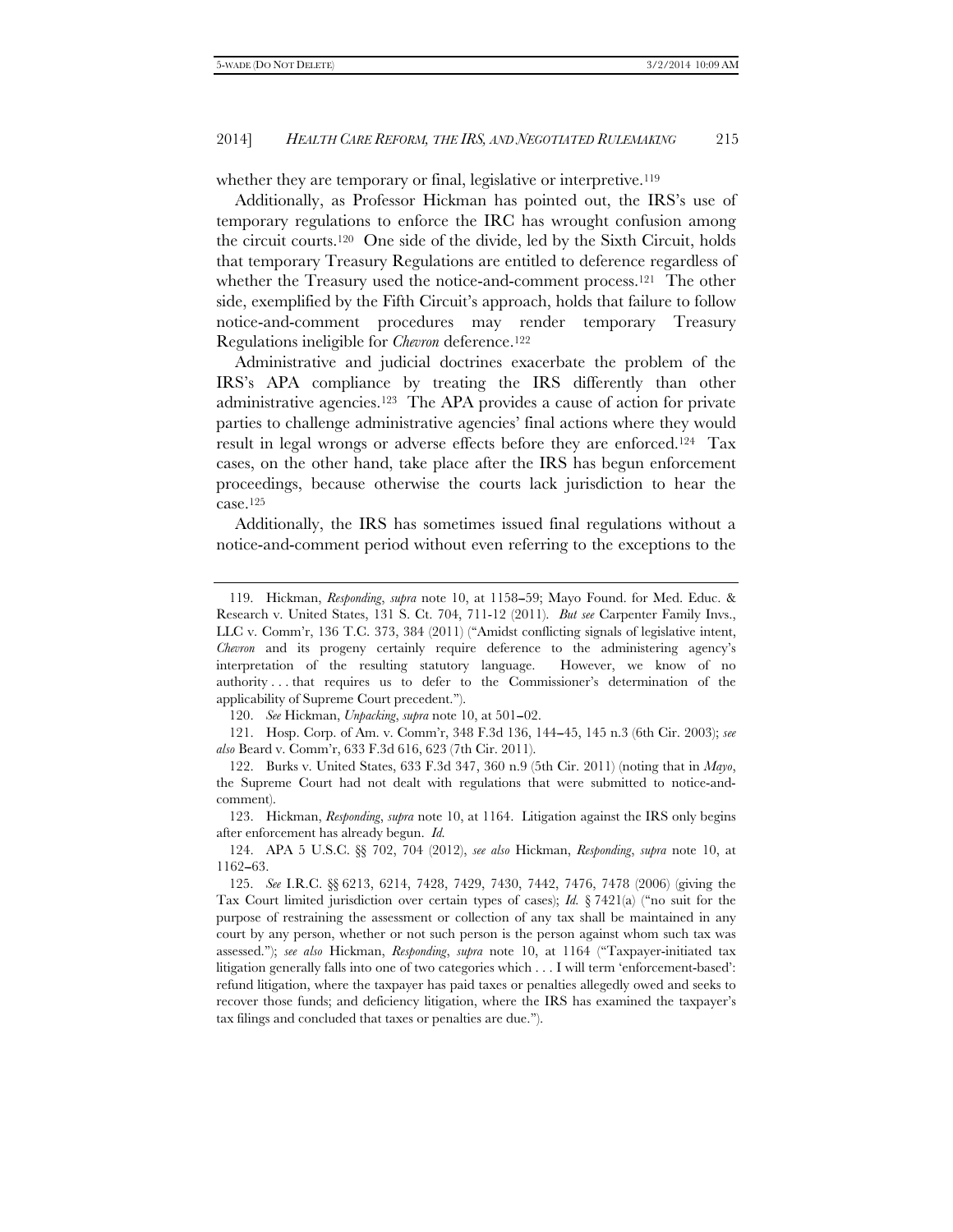whether they are temporary or final, legislative or interpretive.[119]

Additionally, as Professor Hickman has pointed out, the IRS's use of temporary regulations to enforce the IRC has wrought confusion among the circuit courts.[120] One side of the divide, led by the Sixth Circuit, holds that temporary Treasury Regulations are entitled to deference regardless of whether the Treasury used the notice-and-comment process.[121] The other side, exemplified by the Fifth Circuit's approach, holds that failure to follow notice-and-comment procedures may render temporary Treasury Regulations ineligible for *Chevron* deference.[122]

Administrative and judicial doctrines exacerbate the problem of the IRS's APA compliance by treating the IRS differently than other administrative agencies.[123] The APA provides a cause of action for private parties to challenge administrative agencies' final actions where they would result in legal wrongs or adverse effects before they are enforced.[124] Tax cases, on the other hand, take place after the IRS has begun enforcement proceedings, because otherwise the courts lack jurisdiction to hear the case.[125]

Additionally, the IRS has sometimes issued final regulations without a notice-and-comment period without even referring to the exceptions to the

---

119. Hickman, *Responding*, *supra* note 10, at 1158–59; Mayo Found. for Med. Educ. & Research v. United States, 131 S. Ct. 704, 711-12 (2011). *But see* Carpenter Family Invs., LLC v. Comm'r, 136 T.C. 373, 384 (2011) ("Amidst conflicting signals of legislative intent, *Chevron* and its progeny certainly require deference to the administering agency's interpretation of the resulting statutory language. However, we know of no authority . . . that requires us to defer to the Commissioner's determination of the applicability of Supreme Court precedent.").

120. *See* Hickman, *Unpacking*, *supra* note 10, at 501–02.

121. Hosp. Corp. of Am. v. Comm'r, 348 F.3d 136, 144–45, 145 n.3 (6th Cir. 2003); *see also* Beard v. Comm'r, 633 F.3d 616, 623 (7th Cir. 2011).

122. Burks v. United States, 633 F.3d 347, 360 n.9 (5th Cir. 2011) (noting that in *Mayo*, the Supreme Court had not dealt with regulations that were submitted to notice-and-comment).

123. Hickman, *Responding*, *supra* note 10, at 1164. Litigation against the IRS only begins after enforcement has already begun. *Id.*

124. APA 5 U.S.C. §§ 702, 704 (2012), *see also* Hickman, *Responding*, *supra* note 10, at 1162–63.

125. *See* I.R.C. §§ 6213, 6214, 7428, 7429, 7430, 7442, 7476, 7478 (2006) (giving the Tax Court limited jurisdiction over certain types of cases); *Id.* § 7421(a) ("no suit for the purpose of restraining the assessment or collection of any tax shall be maintained in any court by any person, whether or not such person is the person against whom such tax was assessed."); *see also* Hickman, *Responding*, *supra* note 10, at 1164 ("Taxpayer-initiated tax litigation generally falls into one of two categories which . . . I will term 'enforcement-based': refund litigation, where the taxpayer has paid taxes or penalties allegedly owed and seeks to recover those funds; and deficiency litigation, where the IRS has examined the taxpayer's tax filings and concluded that taxes or penalties are due.").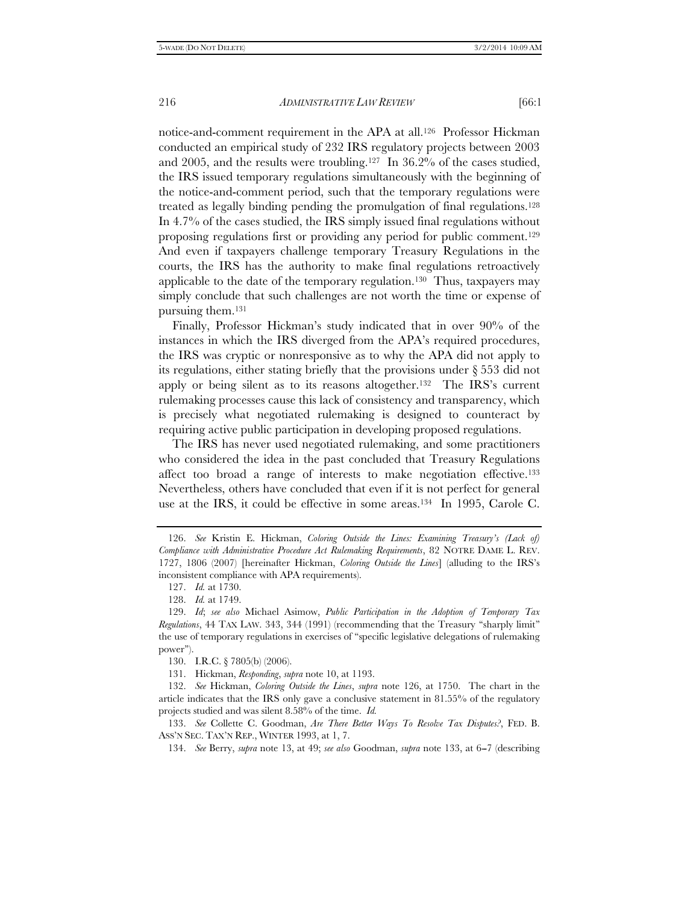notice-and-comment requirement in the APA at all.[126] Professor Hickman conducted an empirical study of 232 IRS regulatory projects between 2003 and 2005, and the results were troubling.[127] In 36.2% of the cases studied, the IRS issued temporary regulations simultaneously with the beginning of the notice-and-comment period, such that the temporary regulations were treated as legally binding pending the promulgation of final regulations.[128] In 4.7% of the cases studied, the IRS simply issued final regulations without proposing regulations first or providing any period for public comment.[129] And even if taxpayers challenge temporary Treasury Regulations in the courts, the IRS has the authority to make final regulations retroactively applicable to the date of the temporary regulation.[130] Thus, taxpayers may simply conclude that such challenges are not worth the time or expense of pursuing them.[131]

Finally, Professor Hickman's study indicated that in over 90% of the instances in which the IRS diverged from the APA's required procedures, the IRS was cryptic or nonresponsive as to why the APA did not apply to its regulations, either stating briefly that the provisions under § 553 did not apply or being silent as to its reasons altogether.[132] The IRS's current rulemaking processes cause this lack of consistency and transparency, which is precisely what negotiated rulemaking is designed to counteract by requiring active public participation in developing proposed regulations.

The IRS has never used negotiated rulemaking, and some practitioners who considered the idea in the past concluded that Treasury Regulations affect too broad a range of interests to make negotiation effective.[133] Nevertheless, others have concluded that even if it is not perfect for general use at the IRS, it could be effective in some areas.[134] In 1995, Carole C.

---

126. *See* Kristin E. Hickman, *Coloring Outside the Lines: Examining Treasury's (Lack of) Compliance with Administrative Procedure Act Rulemaking Requirements*, 82 NOTRE DAME L. REV. 1727, 1806 (2007) [hereinafter Hickman, *Coloring Outside the Lines*] (alluding to the IRS's inconsistent compliance with APA requirements).

127. *Id.* at 1730.

128. *Id.* at 1749.

129. *Id*; *see also* Michael Asimow, *Public Participation in the Adoption of Temporary Tax Regulations*, 44 TAX LAW. 343, 344 (1991) (recommending that the Treasury "sharply limit" the use of temporary regulations in exercises of "specific legislative delegations of rulemaking power").

130. I.R.C. § 7805(b) (2006).

131. Hickman, *Responding*, *supra* note 10, at 1193.

132. *See* Hickman, *Coloring Outside the Lines*, *supra* note 126, at 1750. The chart in the article indicates that the IRS only gave a conclusive statement in 81.55% of the regulatory projects studied and was silent 8.58% of the time. *Id.*

133. *See* Collette C. Goodman, *Are There Better Ways To Resolve Tax Disputes?*, FED. B. ASS'N SEC. TAX'N REP., WINTER 1993, at 1, 7.

134. *See* Berry, *supra* note 13, at 49; *see also* Goodman, *supra* note 133, at 6–7 (describing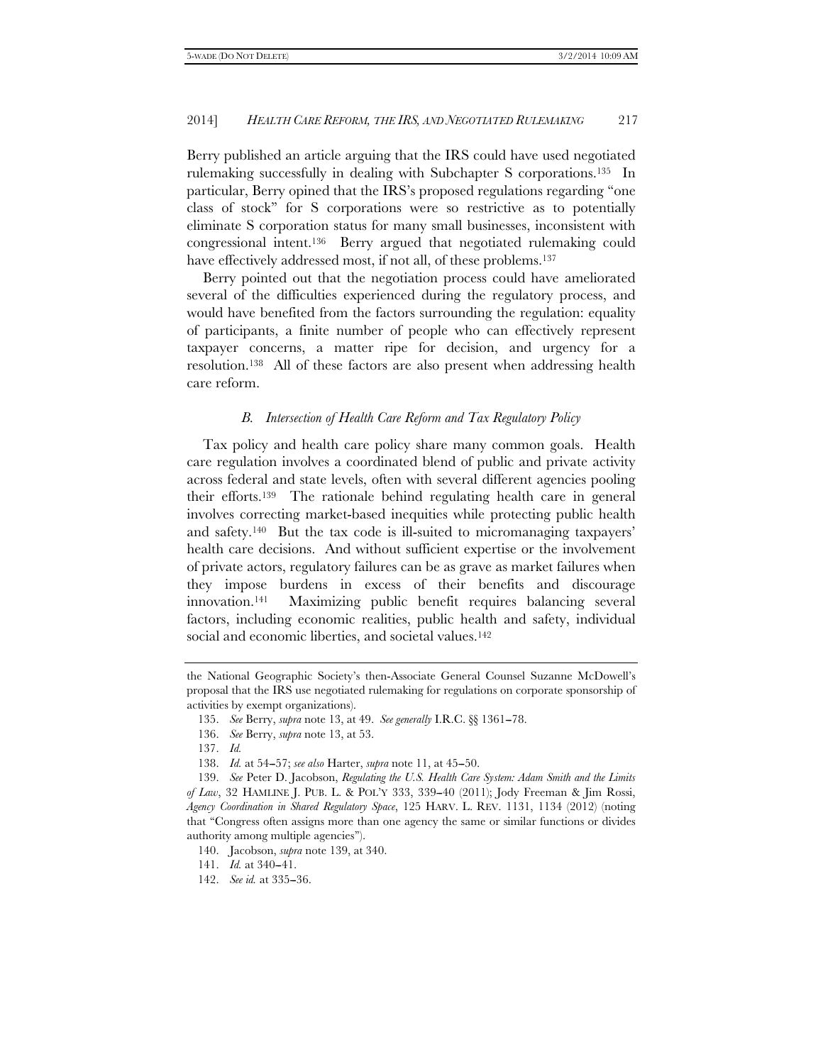Berry published an article arguing that the IRS could have used negotiated rulemaking successfully in dealing with Subchapter S corporations.[135] In particular, Berry opined that the IRS's proposed regulations regarding "one class of stock" for S corporations were so restrictive as to potentially eliminate S corporation status for many small businesses, inconsistent with congressional intent.[136] Berry argued that negotiated rulemaking could have effectively addressed most, if not all, of these problems.[137]

Berry pointed out that the negotiation process could have ameliorated several of the difficulties experienced during the regulatory process, and would have benefited from the factors surrounding the regulation: equality of participants, a finite number of people who can effectively represent taxpayer concerns, a matter ripe for decision, and urgency for a resolution.[138] All of these factors are also present when addressing health care reform.

### *B. Intersection of Health Care Reform and Tax Regulatory Policy*

Tax policy and health care policy share many common goals. Health care regulation involves a coordinated blend of public and private activity across federal and state levels, often with several different agencies pooling their efforts.[139] The rationale behind regulating health care in general involves correcting market-based inequities while protecting public health and safety.[140] But the tax code is ill-suited to micromanaging taxpayers' health care decisions. And without sufficient expertise or the involvement of private actors, regulatory failures can be as grave as market failures when they impose burdens in excess of their benefits and discourage innovation.[141] Maximizing public benefit requires balancing several factors, including economic realities, public health and safety, individual social and economic liberties, and societal values.[142]

---

the National Geographic Society's then-Associate General Counsel Suzanne McDowell's proposal that the IRS use negotiated rulemaking for regulations on corporate sponsorship of activities by exempt organizations).

135. *See* Berry, *supra* note 13, at 49. *See generally* I.R.C. §§ 1361–78.

136. *See* Berry, *supra* note 13, at 53.

137. *Id.*

138. *Id.* at 54–57; *see also* Harter, *supra* note 11, at 45–50.

139. *See* Peter D. Jacobson, *Regulating the U.S. Health Care System: Adam Smith and the Limits of Law*, 32 HAMLINE J. PUB. L. & POL'Y 333, 339–40 (2011); Jody Freeman & Jim Rossi, *Agency Coordination in Shared Regulatory Space*, 125 HARV. L. REV. 1131, 1134 (2012) (noting that "Congress often assigns more than one agency the same or similar functions or divides authority among multiple agencies").

140. Jacobson, *supra* note 139, at 340.

141. *Id.* at 340–41.

142. *See id.* at 335–36.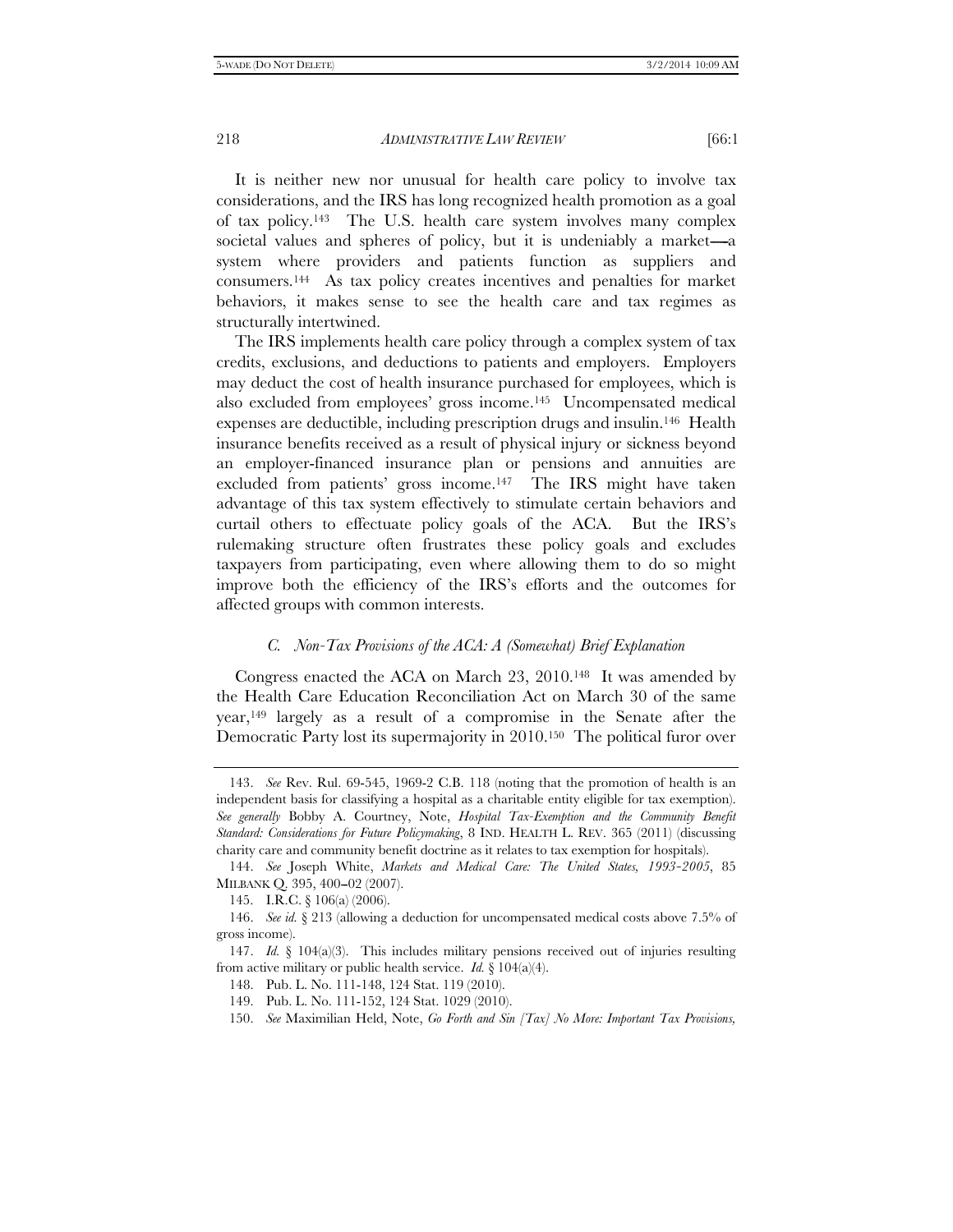It is neither new nor unusual for health care policy to involve tax considerations, and the IRS has long recognized health promotion as a goal of tax policy.[143] The U.S. health care system involves many complex societal values and spheres of policy, but it is undeniably a market—a system where providers and patients function as suppliers and consumers.[144] As tax policy creates incentives and penalties for market behaviors, it makes sense to see the health care and tax regimes as structurally intertwined.

The IRS implements health care policy through a complex system of tax credits, exclusions, and deductions to patients and employers. Employers may deduct the cost of health insurance purchased for employees, which is also excluded from employees' gross income.[145] Uncompensated medical expenses are deductible, including prescription drugs and insulin.[146] Health insurance benefits received as a result of physical injury or sickness beyond an employer-financed insurance plan or pensions and annuities are excluded from patients' gross income.[147] The IRS might have taken advantage of this tax system effectively to stimulate certain behaviors and curtail others to effectuate policy goals of the ACA. But the IRS's rulemaking structure often frustrates these policy goals and excludes taxpayers from participating, even where allowing them to do so might improve both the efficiency of the IRS's efforts and the outcomes for affected groups with common interests.

### *C. Non-Tax Provisions of the ACA: A (Somewhat) Brief Explanation*

Congress enacted the ACA on March 23, 2010.[148] It was amended by the Health Care Education Reconciliation Act on March 30 of the same year,[149] largely as a result of a compromise in the Senate after the Democratic Party lost its supermajority in 2010.[150] The political furor over

---

143. *See* Rev. Rul. 69-545, 1969-2 C.B. 118 (noting that the promotion of health is an independent basis for classifying a hospital as a charitable entity eligible for tax exemption). *See generally* Bobby A. Courtney, Note, *Hospital Tax-Exemption and the Community Benefit Standard: Considerations for Future Policymaking*, 8 IND. HEALTH L. REV. 365 (2011) (discussing charity care and community benefit doctrine as it relates to tax exemption for hospitals).

144. *See* Joseph White, *Markets and Medical Care: The United States, 1993-2005*, 85 MILBANK Q. 395, 400–02 (2007).

145. I.R.C. § 106(a) (2006).

146. *See id.* § 213 (allowing a deduction for uncompensated medical costs above 7.5% of gross income).

147. *Id.* § 104(a)(3). This includes military pensions received out of injuries resulting from active military or public health service. *Id.* § 104(a)(4).

148. Pub. L. No. 111-148, 124 Stat. 119 (2010).

149. Pub. L. No. 111-152, 124 Stat. 1029 (2010).

150. *See* Maximilian Held, Note, *Go Forth and Sin [Tax] No More: Important Tax Provisions,*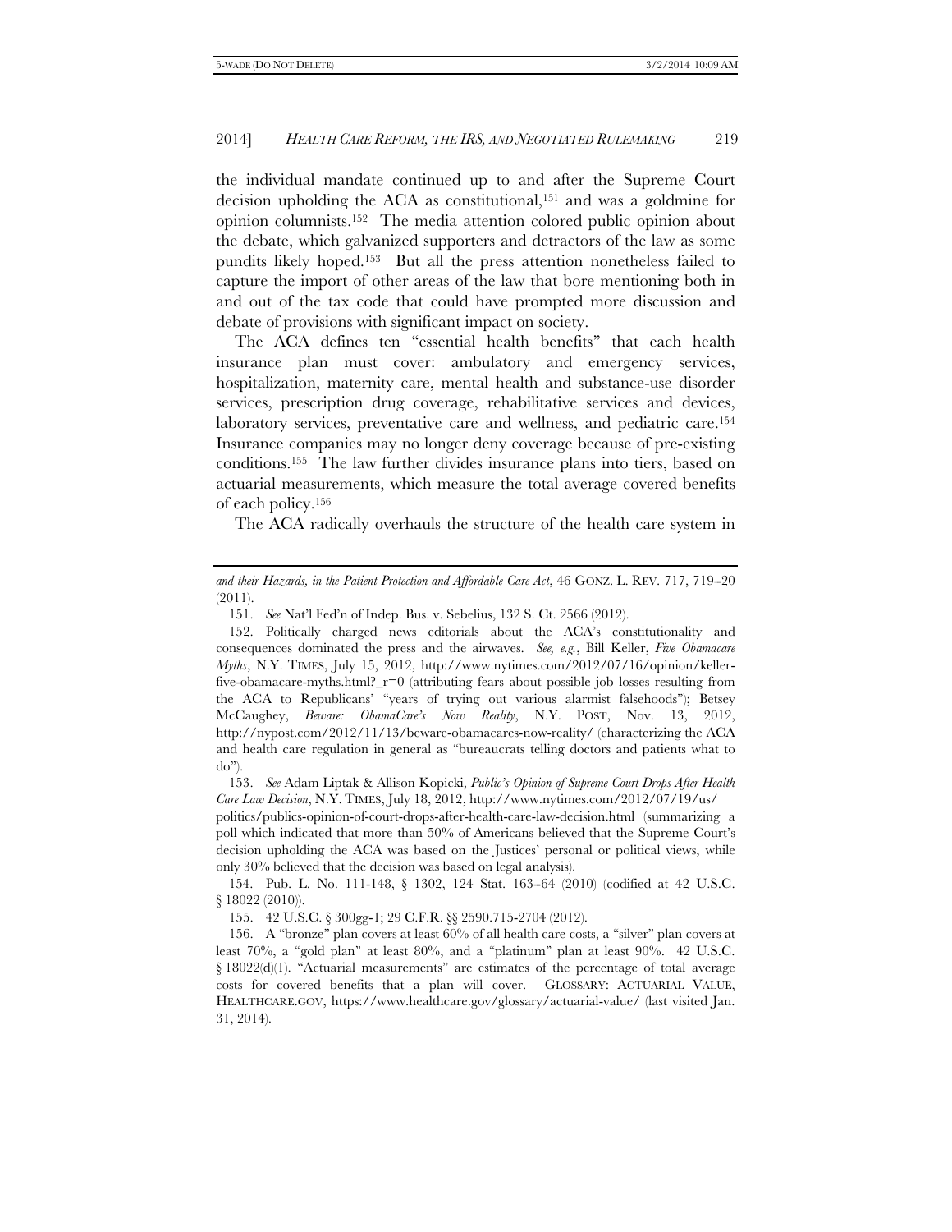the individual mandate continued up to and after the Supreme Court decision upholding the ACA as constitutional,[151] and was a goldmine for opinion columnists.[152] The media attention colored public opinion about the debate, which galvanized supporters and detractors of the law as some pundits likely hoped.[153] But all the press attention nonetheless failed to capture the import of other areas of the law that bore mentioning both in and out of the tax code that could have prompted more discussion and debate of provisions with significant impact on society.

The ACA defines ten "essential health benefits" that each health insurance plan must cover: ambulatory and emergency services, hospitalization, maternity care, mental health and substance-use disorder services, prescription drug coverage, rehabilitative services and devices, laboratory services, preventative care and wellness, and pediatric care.[154] Insurance companies may no longer deny coverage because of pre-existing conditions.[155] The law further divides insurance plans into tiers, based on actuarial measurements, which measure the total average covered benefits of each policy.[156]

The ACA radically overhauls the structure of the health care system in

---

*and their Hazards, in the Patient Protection and Affordable Care Act*, 46 GONZ. L. REV. 717, 719–20 (2011).

151. *See* Nat'l Fed'n of Indep. Bus. v. Sebelius, 132 S. Ct. 2566 (2012).

152. Politically charged news editorials about the ACA's constitutionality and consequences dominated the press and the airwaves. *See, e.g.*, Bill Keller, *Five Obamacare Myths*, N.Y. TIMES, July 15, 2012, http://www.nytimes.com/2012/07/16/opinion/keller-five-obamacare-myths.html?_r=0 (attributing fears about possible job losses resulting from the ACA to Republicans' "years of trying out various alarmist falsehoods"); Betsey McCaughey, *Beware: ObamaCare's Now Reality*, N.Y. POST, Nov. 13, 2012, http://nypost.com/2012/11/13/beware-obamacares-now-reality/ (characterizing the ACA and health care regulation in general as "bureaucrats telling doctors and patients what to do").

153. *See* Adam Liptak & Allison Kopicki, *Public's Opinion of Supreme Court Drops After Health Care Law Decision*, N.Y. TIMES, July 18, 2012, http://www.nytimes.com/2012/07/19/us/politics/publics-opinion-of-court-drops-after-health-care-law-decision.html (summarizing a poll which indicated that more than 50% of Americans believed that the Supreme Court's decision upholding the ACA was based on the Justices' personal or political views, while only 30% believed that the decision was based on legal analysis).

154. Pub. L. No. 111-148, § 1302, 124 Stat. 163–64 (2010) (codified at 42 U.S.C. § 18022 (2010)).

155. 42 U.S.C. § 300gg-1; 29 C.F.R. §§ 2590.715-2704 (2012).

156. A "bronze" plan covers at least 60% of all health care costs, a "silver" plan covers at least 70%, a "gold plan" at least 80%, and a "platinum" plan at least 90%. 42 U.S.C. § 18022(d)(1). "Actuarial measurements" are estimates of the percentage of total average costs for covered benefits that a plan will cover. GLOSSARY: ACTUARIAL VALUE, HEALTHCARE.GOV, https://www.healthcare.gov/glossary/actuarial-value/ (last visited Jan. 31, 2014).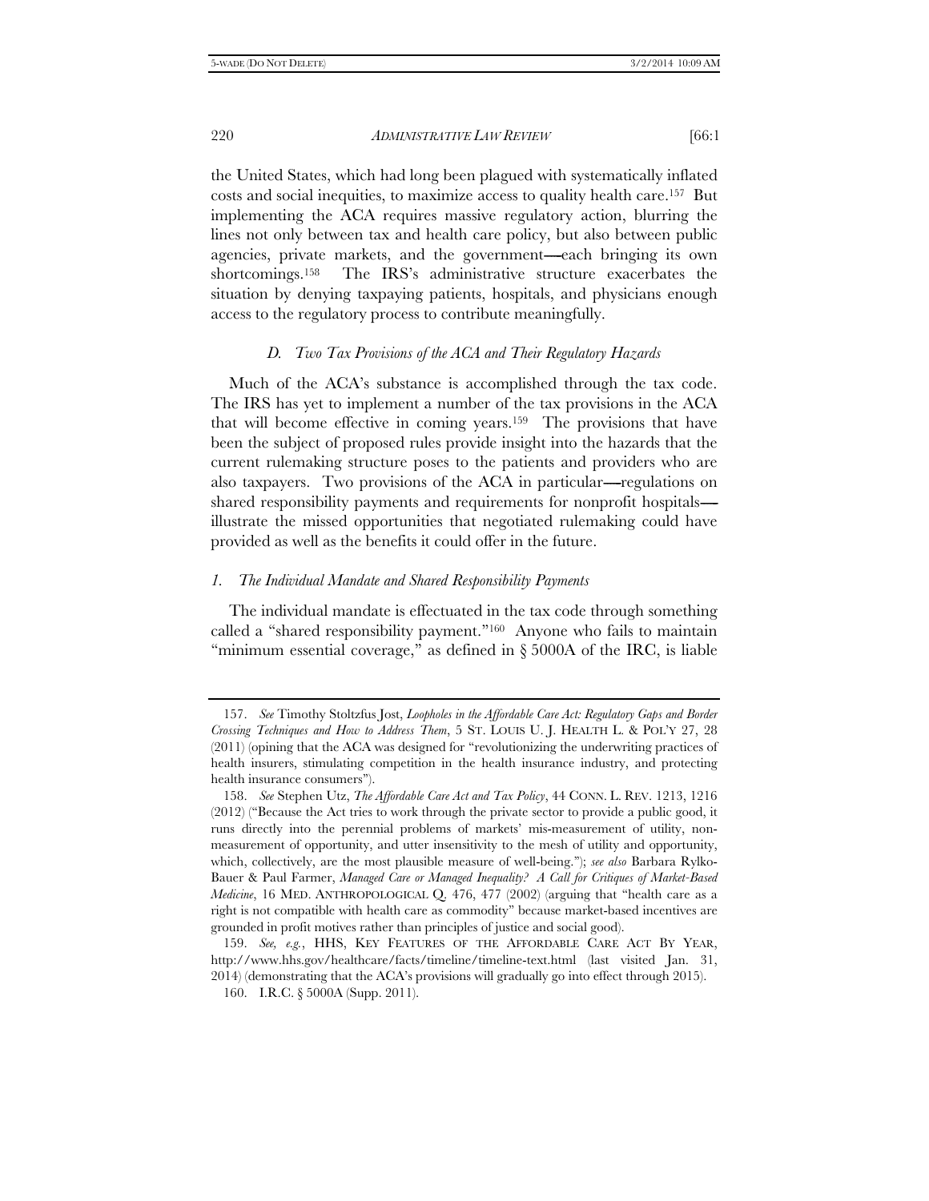the United States, which had long been plagued with systematically inflated costs and social inequities, to maximize access to quality health care.[157] But implementing the ACA requires massive regulatory action, blurring the lines not only between tax and health care policy, but also between public agencies, private markets, and the government—each bringing its own shortcomings.[158] The IRS's administrative structure exacerbates the situation by denying taxpaying patients, hospitals, and physicians enough access to the regulatory process to contribute meaningfully.

### *D. Two Tax Provisions of the ACA and Their Regulatory Hazards*

Much of the ACA's substance is accomplished through the tax code. The IRS has yet to implement a number of the tax provisions in the ACA that will become effective in coming years.[159] The provisions that have been the subject of proposed rules provide insight into the hazards that the current rulemaking structure poses to the patients and providers who are also taxpayers. Two provisions of the ACA in particular—regulations on shared responsibility payments and requirements for nonprofit hospitals—illustrate the missed opportunities that negotiated rulemaking could have provided as well as the benefits it could offer in the future.

#### *1. The Individual Mandate and Shared Responsibility Payments*

The individual mandate is effectuated in the tax code through something called a "shared responsibility payment."[160] Anyone who fails to maintain "minimum essential coverage," as defined in § 5000A of the IRC, is liable

---

157. *See* Timothy Stoltzfus Jost, *Loopholes in the Affordable Care Act: Regulatory Gaps and Border Crossing Techniques and How to Address Them*, 5 ST. LOUIS U. J. HEALTH L. & POL'Y 27, 28 (2011) (opining that the ACA was designed for "revolutionizing the underwriting practices of health insurers, stimulating competition in the health insurance industry, and protecting health insurance consumers").

158. *See* Stephen Utz, *The Affordable Care Act and Tax Policy*, 44 CONN. L. REV. 1213, 1216 (2012) ("Because the Act tries to work through the private sector to provide a public good, it runs directly into the perennial problems of markets' mis-measurement of utility, non-measurement of opportunity, and utter insensitivity to the mesh of utility and opportunity, which, collectively, are the most plausible measure of well-being."); *see also* Barbara Rylko-Bauer & Paul Farmer, *Managed Care or Managed Inequality? A Call for Critiques of Market-Based Medicine*, 16 MED. ANTHROPOLOGICAL Q. 476, 477 (2002) (arguing that "health care as a right is not compatible with health care as commodity" because market-based incentives are grounded in profit motives rather than principles of justice and social good).

159. *See, e.g.*, HHS, KEY FEATURES OF THE AFFORDABLE CARE ACT BY YEAR, http://www.hhs.gov/healthcare/facts/timeline/timeline-text.html (last visited Jan. 31, 2014) (demonstrating that the ACA's provisions will gradually go into effect through 2015).

160. I.R.C. § 5000A (Supp. 2011).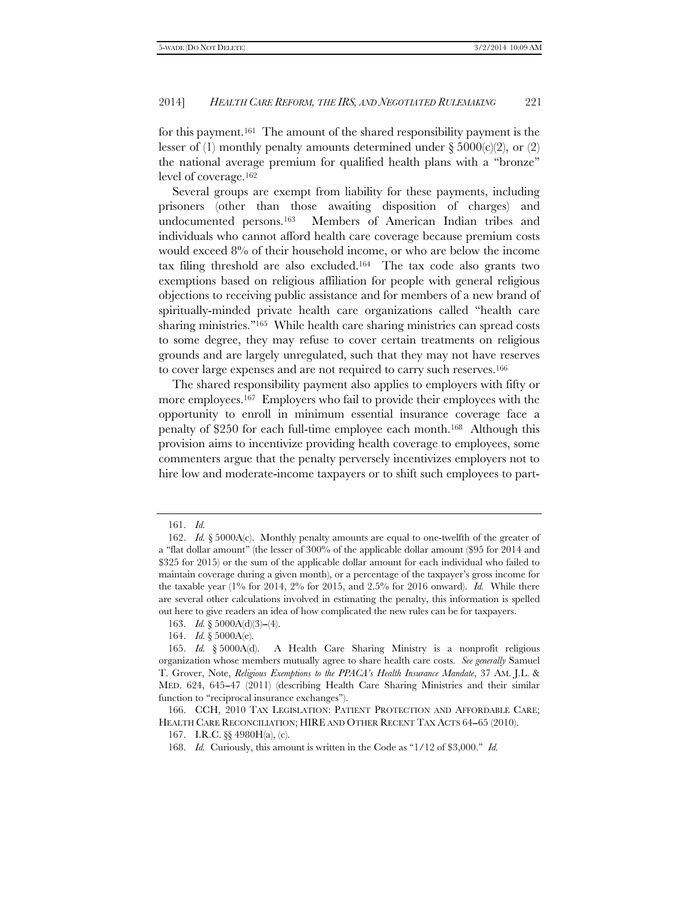for this payment.[161] The amount of the shared responsibility payment is the lesser of (1) monthly penalty amounts determined under § 5000(c)(2), or (2) the national average premium for qualified health plans with a "bronze" level of coverage.[162]

Several groups are exempt from liability for these payments, including prisoners (other than those awaiting disposition of charges) and undocumented persons.[163] Members of American Indian tribes and individuals who cannot afford health care coverage because premium costs would exceed 8% of their household income, or who are below the income tax filing threshold are also excluded.[164] The tax code also grants two exemptions based on religious affiliation for people with general religious objections to receiving public assistance and for members of a new brand of spiritually-minded private health care organizations called "health care sharing ministries."[165] While health care sharing ministries can spread costs to some degree, they may refuse to cover certain treatments on religious grounds and are largely unregulated, such that they may not have reserves to cover large expenses and are not required to carry such reserves.[166]

The shared responsibility payment also applies to employers with fifty or more employees.[167] Employers who fail to provide their employees with the opportunity to enroll in minimum essential insurance coverage face a penalty of $250 for each full-time employee each month.[168] Although this provision aims to incentivize providing health coverage to employees, some commenters argue that the penalty perversely incentivizes employers not to hire low and moderate-income taxpayers or to shift such employees to part-

---

161. *Id.*

162. *Id.* § 5000A(c). Monthly penalty amounts are equal to one-twelfth of the greater of a "flat dollar amount" (the lesser of 300% of the applicable dollar amount ($95 for 2014 and $325 for 2015) or the sum of the applicable dollar amount for each individual who failed to maintain coverage during a given month), or a percentage of the taxpayer's gross income for the taxable year (1% for 2014, 2% for 2015, and 2.5% for 2016 onward). *Id.* While there are several other calculations involved in estimating the penalty, this information is spelled out here to give readers an idea of how complicated the new rules can be for taxpayers.

163. *Id.* § 5000A(d)(3)–(4).

164. *Id.* § 5000A(e).

165. *Id.* § 5000A(d). A Health Care Sharing Ministry is a nonprofit religious organization whose members mutually agree to share health care costs. *See generally* Samuel T. Grover, Note, *Religious Exemptions to the PPACA's Health Insurance Mandate*, 37 AM. J.L. & MED. 624, 645–47 (2011) (describing Health Care Sharing Ministries and their similar function to "reciprocal insurance exchanges").

166. CCH, 2010 TAX LEGISLATION: PATIENT PROTECTION AND AFFORDABLE CARE; HEALTH CARE RECONCILIATION; HIRE AND OTHER RECENT TAX ACTS 64–65 (2010).

167. I.R.C. §§ 4980H(a), (c).

168. *Id.* Curiously, this amount is written in the Code as "1/12 of $3,000." *Id.*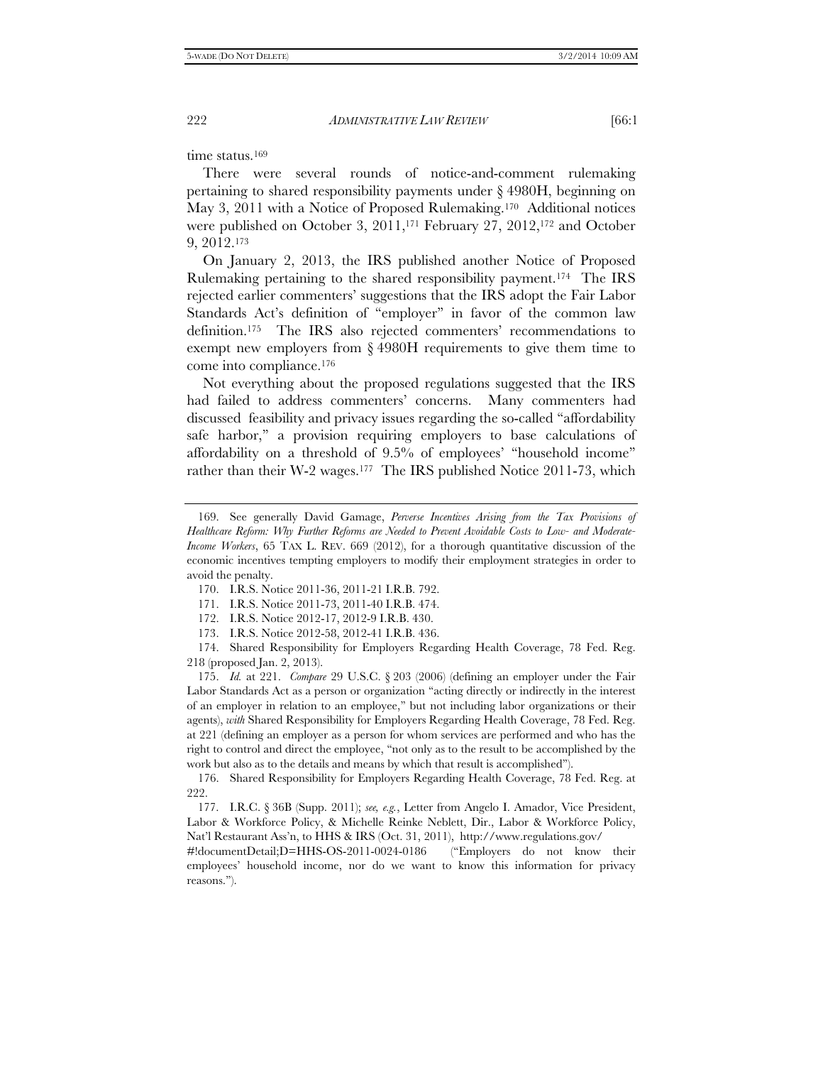time status.[169]

There were several rounds of notice-and-comment rulemaking pertaining to shared responsibility payments under § 4980H, beginning on May 3, 2011 with a Notice of Proposed Rulemaking.[170] Additional notices were published on October 3, 2011,[171] February 27, 2012,[172] and October 9, 2012.[173]

On January 2, 2013, the IRS published another Notice of Proposed Rulemaking pertaining to the shared responsibility payment.[174] The IRS rejected earlier commenters' suggestions that the IRS adopt the Fair Labor Standards Act's definition of "employer" in favor of the common law definition.[175] The IRS also rejected commenters' recommendations to exempt new employers from § 4980H requirements to give them time to come into compliance.[176]

Not everything about the proposed regulations suggested that the IRS had failed to address commenters' concerns. Many commenters had discussed feasibility and privacy issues regarding the so-called "affordability safe harbor," a provision requiring employers to base calculations of affordability on a threshold of 9.5% of employees' "household income" rather than their W-2 wages.[177] The IRS published Notice 2011-73, which

---

169. See generally David Gamage, *Perverse Incentives Arising from the Tax Provisions of Healthcare Reform: Why Further Reforms are Needed to Prevent Avoidable Costs to Low- and Moderate-Income Workers*, 65 TAX L. REV. 669 (2012), for a thorough quantitative discussion of the economic incentives tempting employers to modify their employment strategies in order to avoid the penalty.

170. I.R.S. Notice 2011-36, 2011-21 I.R.B. 792.

171. I.R.S. Notice 2011-73, 2011-40 I.R.B. 474.

172. I.R.S. Notice 2012-17, 2012-9 I.R.B. 430.

173. I.R.S. Notice 2012-58, 2012-41 I.R.B. 436.

174. Shared Responsibility for Employers Regarding Health Coverage, 78 Fed. Reg. 218 (proposed Jan. 2, 2013).

175. *Id.* at 221. *Compare* 29 U.S.C. § 203 (2006) (defining an employer under the Fair Labor Standards Act as a person or organization "acting directly or indirectly in the interest of an employer in relation to an employee," but not including labor organizations or their agents), *with* Shared Responsibility for Employers Regarding Health Coverage, 78 Fed. Reg. at 221 (defining an employer as a person for whom services are performed and who has the right to control and direct the employee, "not only as to the result to be accomplished by the work but also as to the details and means by which that result is accomplished").

176. Shared Responsibility for Employers Regarding Health Coverage, 78 Fed. Reg. at 222.

177. I.R.C. § 36B (Supp. 2011); *see, e.g.*, Letter from Angelo I. Amador, Vice President, Labor & Workforce Policy, & Michelle Reinke Neblett, Dir., Labor & Workforce Policy, Nat'l Restaurant Ass'n, to HHS & IRS (Oct. 31, 2011), http://www.regulations.gov/#!documentDetail;D=HHS-OS-2011-0024-0186 ("Employers do not know their employees' household income, nor do we want to know this information for privacy reasons.").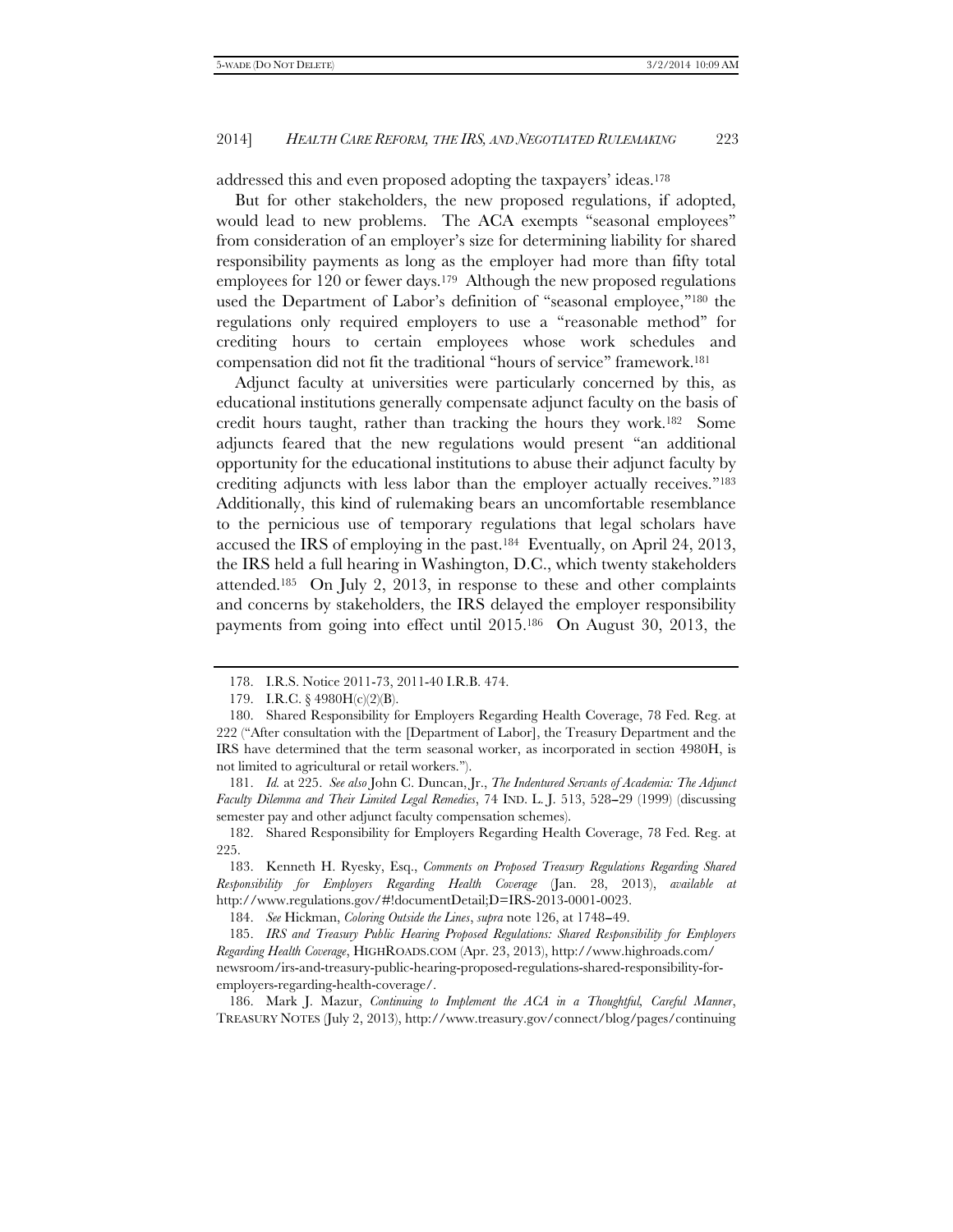addressed this and even proposed adopting the taxpayers' ideas.[178]

But for other stakeholders, the new proposed regulations, if adopted, would lead to new problems. The ACA exempts "seasonal employees" from consideration of an employer's size for determining liability for shared responsibility payments as long as the employer had more than fifty total employees for 120 or fewer days.[179] Although the new proposed regulations used the Department of Labor's definition of "seasonal employee,"[180] the regulations only required employers to use a "reasonable method" for crediting hours to certain employees whose work schedules and compensation did not fit the traditional "hours of service" framework.[181]

Adjunct faculty at universities were particularly concerned by this, as educational institutions generally compensate adjunct faculty on the basis of credit hours taught, rather than tracking the hours they work.[182] Some adjuncts feared that the new regulations would present "an additional opportunity for the educational institutions to abuse their adjunct faculty by crediting adjuncts with less labor than the employer actually receives."[183] Additionally, this kind of rulemaking bears an uncomfortable resemblance to the pernicious use of temporary regulations that legal scholars have accused the IRS of employing in the past.[184] Eventually, on April 24, 2013, the IRS held a full hearing in Washington, D.C., which twenty stakeholders attended.[185] On July 2, 2013, in response to these and other complaints and concerns by stakeholders, the IRS delayed the employer responsibility payments from going into effect until 2015.[186] On August 30, 2013, the

---

178. I.R.S. Notice 2011-73, 2011-40 I.R.B. 474.

179. I.R.C. § 4980H(c)(2)(B).

180. Shared Responsibility for Employers Regarding Health Coverage, 78 Fed. Reg. at 222 ("After consultation with the [Department of Labor], the Treasury Department and the IRS have determined that the term seasonal worker, as incorporated in section 4980H, is not limited to agricultural or retail workers.").

181. *Id.* at 225. *See also* John C. Duncan, Jr., *The Indentured Servants of Academia: The Adjunct Faculty Dilemma and Their Limited Legal Remedies*, 74 IND. L. J. 513, 528–29 (1999) (discussing semester pay and other adjunct faculty compensation schemes).

182. Shared Responsibility for Employers Regarding Health Coverage, 78 Fed. Reg. at 225.

183. Kenneth H. Ryesky, Esq., *Comments on Proposed Treasury Regulations Regarding Shared Responsibility for Employers Regarding Health Coverage* (Jan. 28, 2013), *available at* http://www.regulations.gov/#!documentDetail;D=IRS-2013-0001-0023.

184. *See* Hickman, *Coloring Outside the Lines*, *supra* note 126, at 1748–49.

185. *IRS and Treasury Public Hearing Proposed Regulations: Shared Responsibility for Employers Regarding Health Coverage*, HIGHROADS.COM (Apr. 23, 2013), http://www.highroads.com/newsroom/irs-and-treasury-public-hearing-proposed-regulations-shared-responsibility-for-employers-regarding-health-coverage/.

186. Mark J. Mazur, *Continuing to Implement the ACA in a Thoughtful, Careful Manner*, TREASURY NOTES (July 2, 2013), http://www.treasury.gov/connect/blog/pages/continuing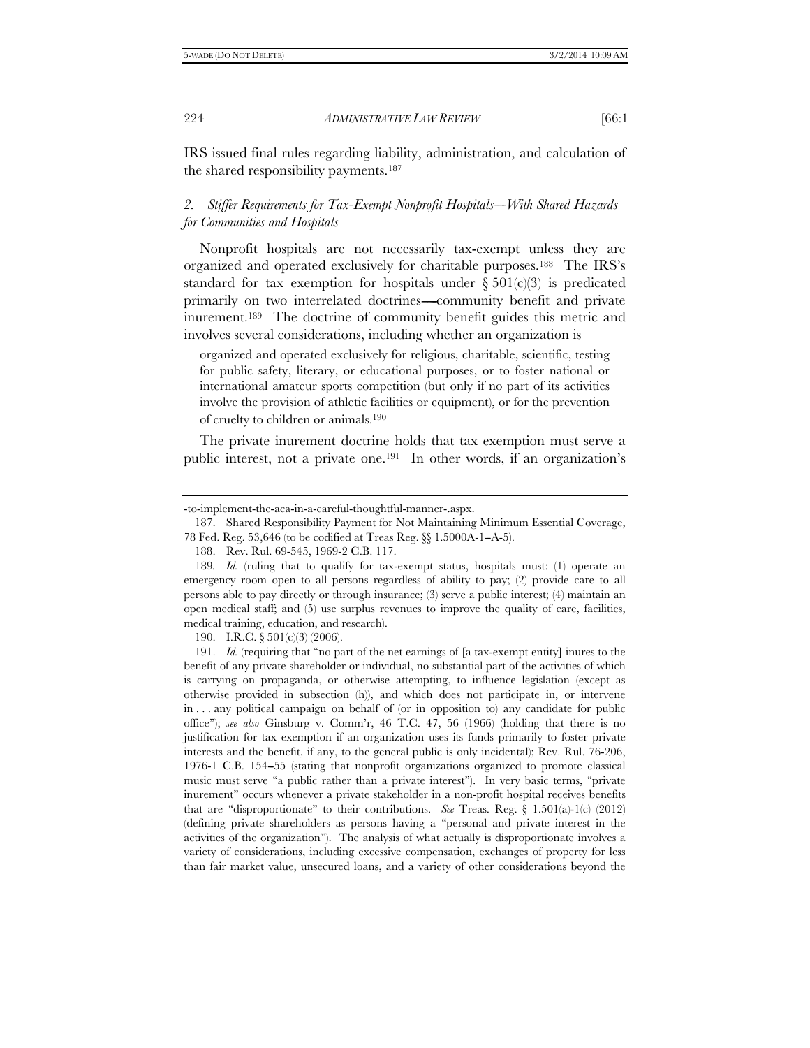IRS issued final rules regarding liability, administration, and calculation of the shared responsibility payments.[187]

### 2. *Stiffer Requirements for Tax-Exempt Nonprofit Hospitals—With Shared Hazards for Communities and Hospitals*

Nonprofit hospitals are not necessarily tax-exempt unless they are organized and operated exclusively for charitable purposes.[188] The IRS's standard for tax exemption for hospitals under § 501(c)(3) is predicated primarily on two interrelated doctrines—community benefit and private inurement.[189] The doctrine of community benefit guides this metric and involves several considerations, including whether an organization is

> organized and operated exclusively for religious, charitable, scientific, testing for public safety, literary, or educational purposes, or to foster national or international amateur sports competition (but only if no part of its activities involve the provision of athletic facilities or equipment), or for the prevention of cruelty to children or animals.[190]

The private inurement doctrine holds that tax exemption must serve a public interest, not a private one.[191] In other words, if an organization's

---

-to-implement-the-aca-in-a-careful-thoughtful-manner-.aspx.

187. Shared Responsibility Payment for Not Maintaining Minimum Essential Coverage, 78 Fed. Reg. 53,646 (to be codified at Treas Reg. §§ 1.5000A-1–A-5).

188. Rev. Rul. 69-545, 1969-2 C.B. 117.

189. *Id.* (ruling that to qualify for tax-exempt status, hospitals must: (1) operate an emergency room open to all persons regardless of ability to pay; (2) provide care to all persons able to pay directly or through insurance; (3) serve a public interest; (4) maintain an open medical staff; and (5) use surplus revenues to improve the quality of care, facilities, medical training, education, and research).

190. I.R.C. § 501(c)(3) (2006).

191. *Id.* (requiring that "no part of the net earnings of [a tax-exempt entity] inures to the benefit of any private shareholder or individual, no substantial part of the activities of which is carrying on propaganda, or otherwise attempting, to influence legislation (except as otherwise provided in subsection (h)), and which does not participate in, or intervene in . . . any political campaign on behalf of (or in opposition to) any candidate for public office"); *see also* Ginsburg v. Comm'r, 46 T.C. 47, 56 (1966) (holding that there is no justification for tax exemption if an organization uses its funds primarily to foster private interests and the benefit, if any, to the general public is only incidental); Rev. Rul. 76-206, 1976-1 C.B. 154–55 (stating that nonprofit organizations organized to promote classical music must serve "a public rather than a private interest"). In very basic terms, "private inurement" occurs whenever a private stakeholder in a non-profit hospital receives benefits that are "disproportionate" to their contributions. *See* Treas. Reg. § 1.501(a)-1(c) (2012) (defining private shareholders as persons having a "personal and private interest in the activities of the organization"). The analysis of what actually is disproportionate involves a variety of considerations, including excessive compensation, exchanges of property for less than fair market value, unsecured loans, and a variety of other considerations beyond the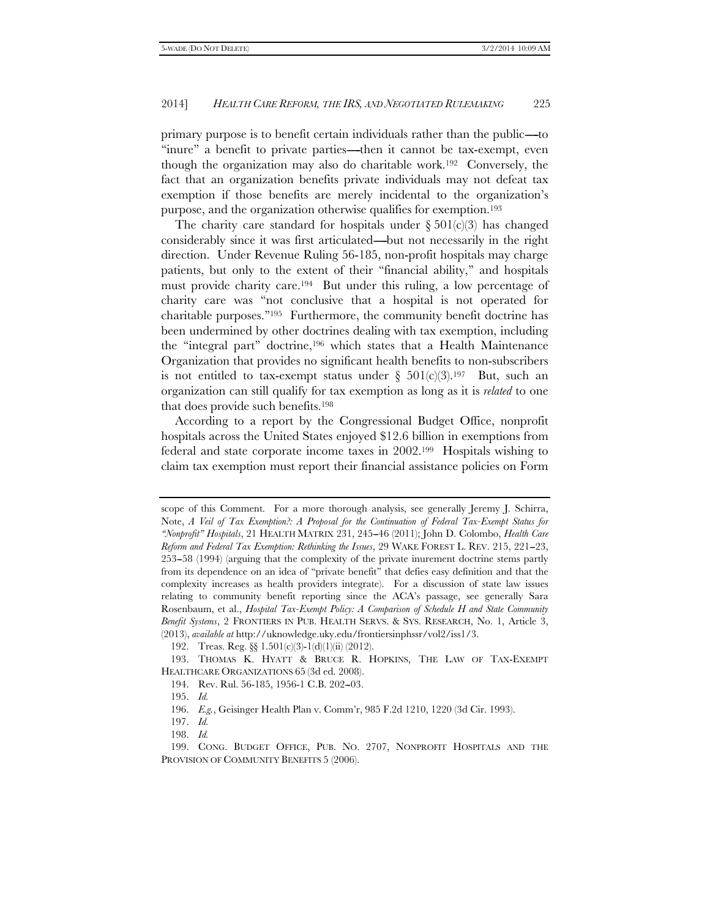primary purpose is to benefit certain individuals rather than the public—to "inure" a benefit to private parties—then it cannot be tax-exempt, even though the organization may also do charitable work.[192] Conversely, the fact that an organization benefits private individuals may not defeat tax exemption if those benefits are merely incidental to the organization's purpose, and the organization otherwise qualifies for exemption.[193]

The charity care standard for hospitals under § 501(c)(3) has changed considerably since it was first articulated—but not necessarily in the right direction. Under Revenue Ruling 56-185, non-profit hospitals may charge patients, but only to the extent of their "financial ability," and hospitals must provide charity care.[194] But under this ruling, a low percentage of charity care was "not conclusive that a hospital is not operated for charitable purposes."[195] Furthermore, the community benefit doctrine has been undermined by other doctrines dealing with tax exemption, including the "integral part" doctrine,[196] which states that a Health Maintenance Organization that provides no significant health benefits to non-subscribers is not entitled to tax-exempt status under § 501(c)(3).[197] But, such an organization can still qualify for tax exemption as long as it is *related* to one that does provide such benefits.[198]

According to a report by the Congressional Budget Office, nonprofit hospitals across the United States enjoyed $12.6 billion in exemptions from federal and state corporate income taxes in 2002.[199] Hospitals wishing to claim tax exemption must report their financial assistance policies on Form

---

scope of this Comment. For a more thorough analysis, see generally Jeremy J. Schirra, Note, *A Veil of Tax Exemption?: A Proposal for the Continuation of Federal Tax-Exempt Status for "Nonprofit" Hospitals*, 21 HEALTH MATRIX 231, 245–46 (2011); John D. Colombo, *Health Care Reform and Federal Tax Exemption: Rethinking the Issues*, 29 WAKE FOREST L. REV. 215, 221–23, 253–58 (1994) (arguing that the complexity of the private inurement doctrine stems partly from its dependence on an idea of "private benefit" that defies easy definition and that the complexity increases as health providers integrate). For a discussion of state law issues relating to community benefit reporting since the ACA's passage, see generally Sara Rosenbaum, et al., *Hospital Tax-Exempt Policy: A Comparison of Schedule H and State Community Benefit Systems*, 2 FRONTIERS IN PUB. HEALTH SERVS. & SYS. RESEARCH, No. 1, Article 3, (2013), *available at* http://uknowledge.uky.edu/frontiersinphssr/vol2/iss1/3.

192. Treas. Reg. §§ 1.501(c)(3)-1(d)(1)(ii) (2012).

193. THOMAS K. HYATT & BRUCE R. HOPKINS, THE LAW OF TAX-EXEMPT HEALTHCARE ORGANIZATIONS 65 (3d ed. 2008).

194. Rev. Rul. 56-185, 1956-1 C.B. 202–03.

195. *Id.*

196. *E.g.*, Geisinger Health Plan v. Comm'r, 985 F.2d 1210, 1220 (3d Cir. 1993).

197. *Id.*

198. *Id.*

199. CONG. BUDGET OFFICE, PUB. NO. 2707, NONPROFIT HOSPITALS AND THE PROVISION OF COMMUNITY BENEFITS 5 (2006).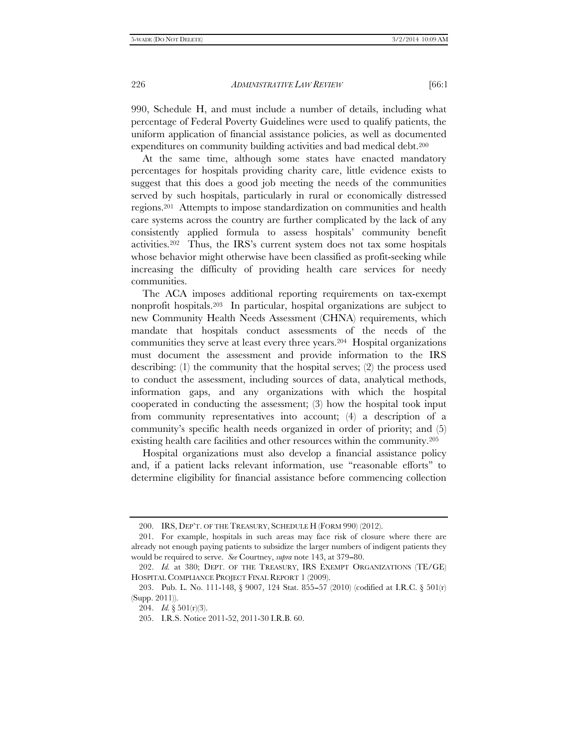990, Schedule H, and must include a number of details, including what percentage of Federal Poverty Guidelines were used to qualify patients, the uniform application of financial assistance policies, as well as documented expenditures on community building activities and bad medical debt.[200]

At the same time, although some states have enacted mandatory percentages for hospitals providing charity care, little evidence exists to suggest that this does a good job meeting the needs of the communities served by such hospitals, particularly in rural or economically distressed regions.[201] Attempts to impose standardization on communities and health care systems across the country are further complicated by the lack of any consistently applied formula to assess hospitals' community benefit activities.[202] Thus, the IRS's current system does not tax some hospitals whose behavior might otherwise have been classified as profit-seeking while increasing the difficulty of providing health care services for needy communities.

The ACA imposes additional reporting requirements on tax-exempt nonprofit hospitals.[203] In particular, hospital organizations are subject to new Community Health Needs Assessment (CHNA) requirements, which mandate that hospitals conduct assessments of the needs of the communities they serve at least every three years.[204] Hospital organizations must document the assessment and provide information to the IRS describing: (1) the community that the hospital serves; (2) the process used to conduct the assessment, including sources of data, analytical methods, information gaps, and any organizations with which the hospital cooperated in conducting the assessment; (3) how the hospital took input from community representatives into account; (4) a description of a community's specific health needs organized in order of priority; and (5) existing health care facilities and other resources within the community.[205]

Hospital organizations must also develop a financial assistance policy and, if a patient lacks relevant information, use "reasonable efforts" to determine eligibility for financial assistance before commencing collection

---

200. IRS, DEP'T. OF THE TREASURY, SCHEDULE H (FORM 990) (2012).

201. For example, hospitals in such areas may face risk of closure where there are already not enough paying patients to subsidize the larger numbers of indigent patients they would be required to serve. *See* Courtney, *supra* note 143, at 379–80.

202. *Id.* at 380; DEPT. OF THE TREASURY, IRS EXEMPT ORGANIZATIONS (TE/GE) HOSPITAL COMPLIANCE PROJECT FINAL REPORT 1 (2009).

203. Pub. L. No. 111-148, § 9007, 124 Stat. 855–57 (2010) (codified at I.R.C. § 501(r) (Supp. 2011)).

204. *Id.* § 501(r)(3).

205. I.R.S. Notice 2011-52, 2011-30 I.R.B. 60.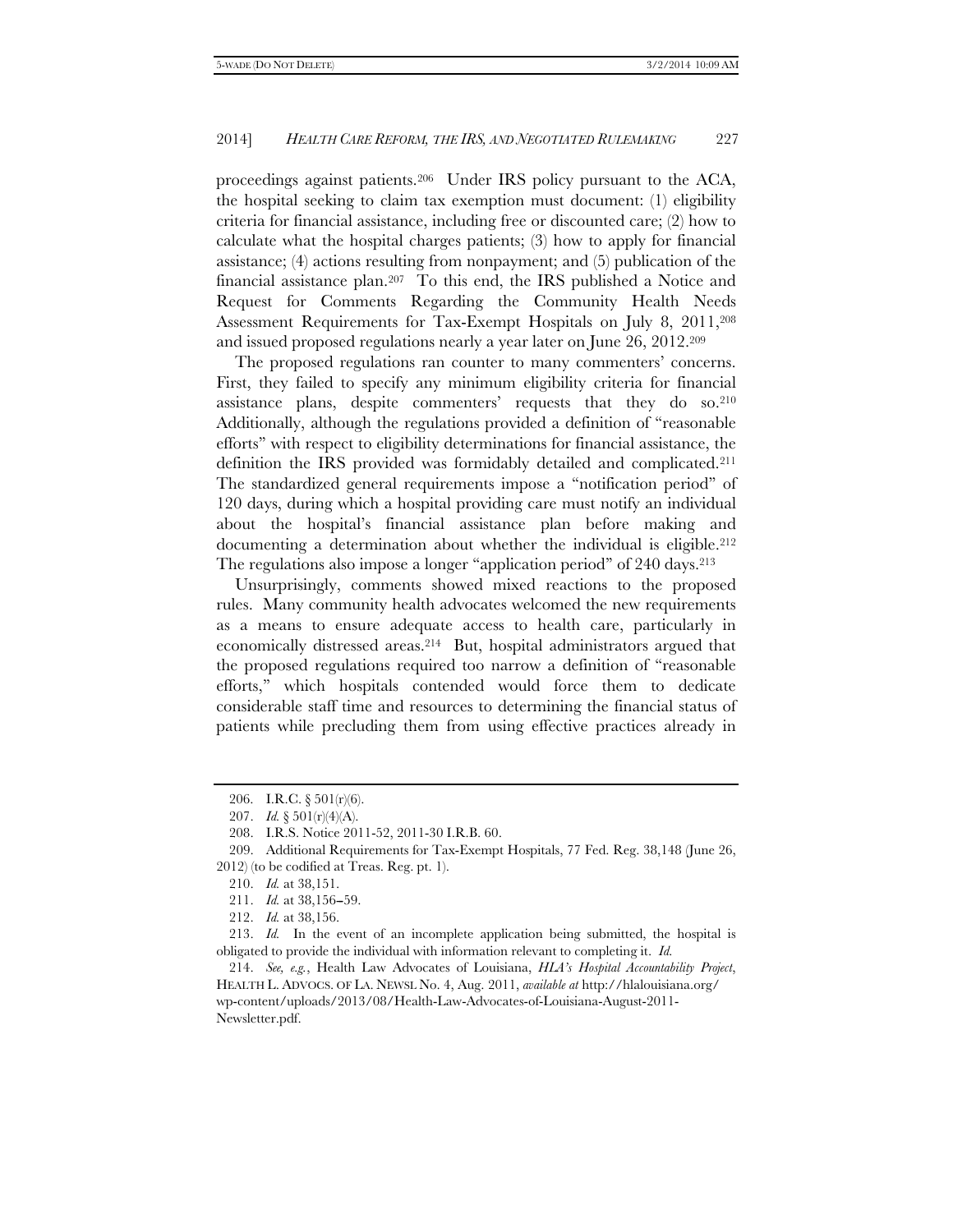proceedings against patients.[206] Under IRS policy pursuant to the ACA, the hospital seeking to claim tax exemption must document: (1) eligibility criteria for financial assistance, including free or discounted care; (2) how to calculate what the hospital charges patients; (3) how to apply for financial assistance; (4) actions resulting from nonpayment; and (5) publication of the financial assistance plan.[207] To this end, the IRS published a Notice and Request for Comments Regarding the Community Health Needs Assessment Requirements for Tax-Exempt Hospitals on July 8, 2011,[208] and issued proposed regulations nearly a year later on June 26, 2012.[209]

The proposed regulations ran counter to many commenters' concerns. First, they failed to specify any minimum eligibility criteria for financial assistance plans, despite commenters' requests that they do so.[210] Additionally, although the regulations provided a definition of "reasonable efforts" with respect to eligibility determinations for financial assistance, the definition the IRS provided was formidably detailed and complicated.[211] The standardized general requirements impose a "notification period" of 120 days, during which a hospital providing care must notify an individual about the hospital's financial assistance plan before making and documenting a determination about whether the individual is eligible.[212] The regulations also impose a longer "application period" of 240 days.[213]

Unsurprisingly, comments showed mixed reactions to the proposed rules. Many community health advocates welcomed the new requirements as a means to ensure adequate access to health care, particularly in economically distressed areas.[214] But, hospital administrators argued that the proposed regulations required too narrow a definition of "reasonable efforts," which hospitals contended would force them to dedicate considerable staff time and resources to determining the financial status of patients while precluding them from using effective practices already in

---

206. I.R.C. § 501(r)(6).

207. *Id.* § 501(r)(4)(A).

208. I.R.S. Notice 2011-52, 2011-30 I.R.B. 60.

209. Additional Requirements for Tax-Exempt Hospitals, 77 Fed. Reg. 38,148 (June 26, 2012) (to be codified at Treas. Reg. pt. 1).

210. *Id.* at 38,151.

211. *Id.* at 38,156–59.

212. *Id.* at 38,156.

213. *Id.* In the event of an incomplete application being submitted, the hospital is obligated to provide the individual with information relevant to completing it. *Id.*

214. *See, e.g.*, Health Law Advocates of Louisiana, *HLA's Hospital Accountability Project*, HEALTH L. ADVOCS. OF LA. NEWSL No. 4, Aug. 2011, *available at* http://hlalouisiana.org/wp-content/uploads/2013/08/Health-Law-Advocates-of-Louisiana-August-2011-Newsletter.pdf.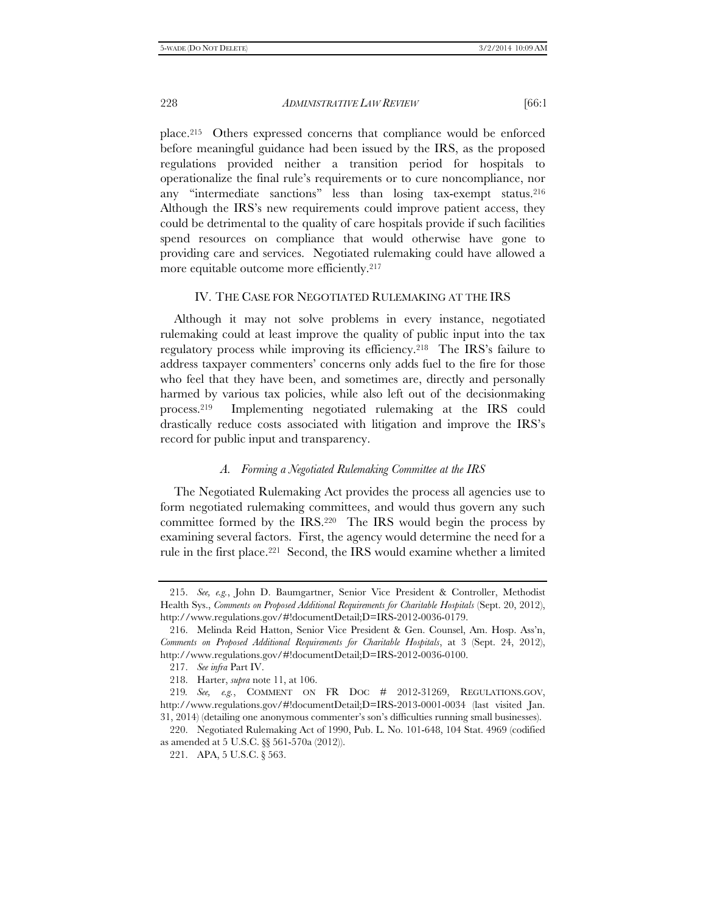place.[215] Others expressed concerns that compliance would be enforced before meaningful guidance had been issued by the IRS, as the proposed regulations provided neither a transition period for hospitals to operationalize the final rule's requirements or to cure noncompliance, nor any "intermediate sanctions" less than losing tax-exempt status.[216] Although the IRS's new requirements could improve patient access, they could be detrimental to the quality of care hospitals provide if such facilities spend resources on compliance that would otherwise have gone to providing care and services. Negotiated rulemaking could have allowed a more equitable outcome more efficiently.[217]

## IV. THE CASE FOR NEGOTIATED RULEMAKING AT THE IRS

Although it may not solve problems in every instance, negotiated rulemaking could at least improve the quality of public input into the tax regulatory process while improving its efficiency.[218] The IRS's failure to address taxpayer commenters' concerns only adds fuel to the fire for those who feel that they have been, and sometimes are, directly and personally harmed by various tax policies, while also left out of the decisionmaking process.[219] Implementing negotiated rulemaking at the IRS could drastically reduce costs associated with litigation and improve the IRS's record for public input and transparency.

### *A. Forming a Negotiated Rulemaking Committee at the IRS*

The Negotiated Rulemaking Act provides the process all agencies use to form negotiated rulemaking committees, and would thus govern any such committee formed by the IRS.[220] The IRS would begin the process by examining several factors. First, the agency would determine the need for a rule in the first place.[221] Second, the IRS would examine whether a limited

---

215. *See, e.g.*, John D. Baumgartner, Senior Vice President & Controller, Methodist Health Sys., *Comments on Proposed Additional Requirements for Charitable Hospitals* (Sept. 20, 2012), http://www.regulations.gov/#!documentDetail;D=IRS-2012-0036-0179.

216. Melinda Reid Hatton, Senior Vice President & Gen. Counsel, Am. Hosp. Ass'n, *Comments on Proposed Additional Requirements for Charitable Hospitals*, at 3 (Sept. 24, 2012), http://www.regulations.gov/#!documentDetail;D=IRS-2012-0036-0100.

217. *See infra* Part IV.

218. Harter, *supra* note 11, at 106.

219. *See, e.g.*, COMMENT ON FR DOC # 2012-31269, REGULATIONS.GOV, http://www.regulations.gov/#!documentDetail;D=IRS-2013-0001-0034 (last visited Jan. 31, 2014) (detailing one anonymous commenter's son's difficulties running small businesses).

220. Negotiated Rulemaking Act of 1990, Pub. L. No. 101-648, 104 Stat. 4969 (codified as amended at 5 U.S.C. §§ 561-570a (2012)).

221. APA, 5 U.S.C. § 563.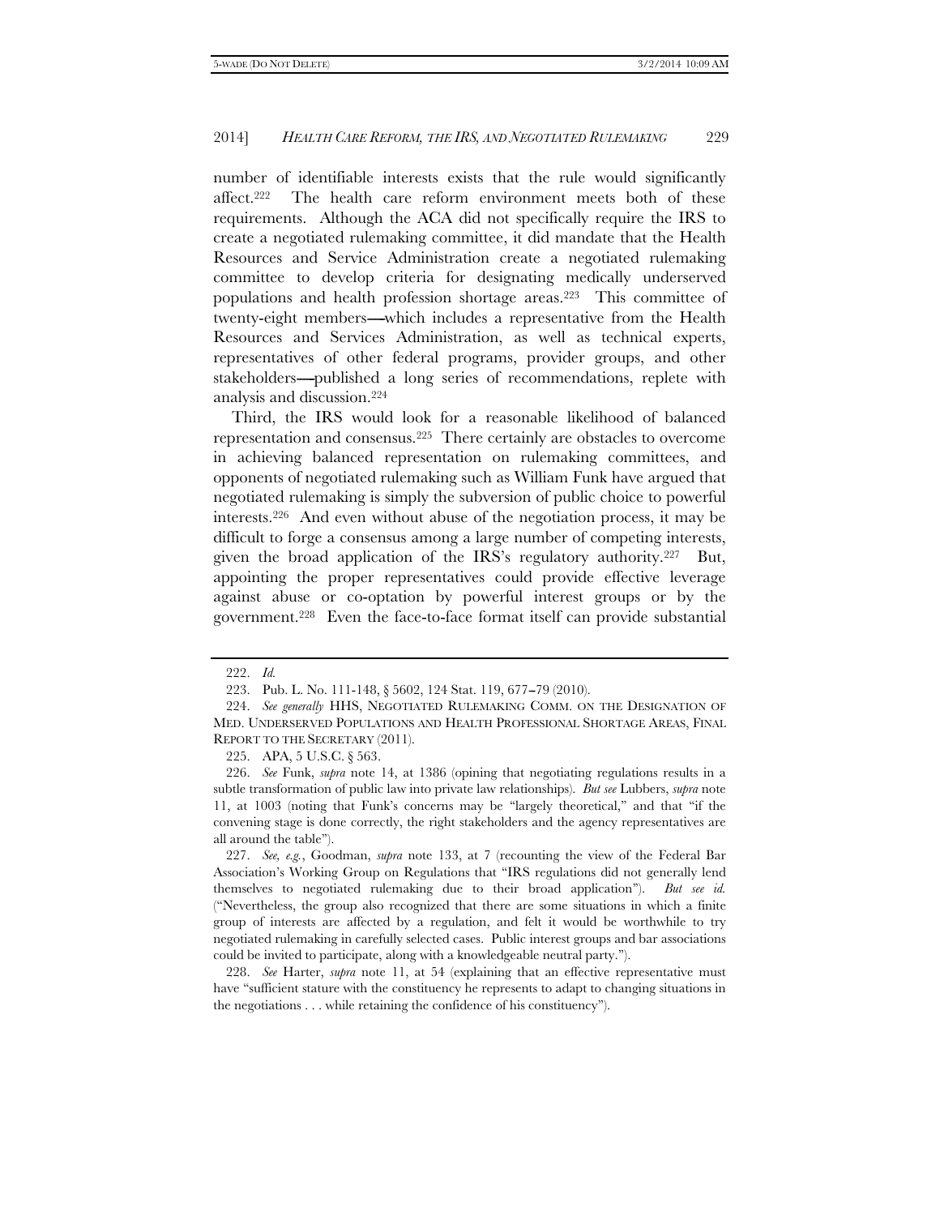number of identifiable interests exists that the rule would significantly affect.[222] The health care reform environment meets both of these requirements. Although the ACA did not specifically require the IRS to create a negotiated rulemaking committee, it did mandate that the Health Resources and Service Administration create a negotiated rulemaking committee to develop criteria for designating medically underserved populations and health profession shortage areas.[223] This committee of twenty-eight members—which includes a representative from the Health Resources and Services Administration, as well as technical experts, representatives of other federal programs, provider groups, and other stakeholders—published a long series of recommendations, replete with analysis and discussion.[224]

Third, the IRS would look for a reasonable likelihood of balanced representation and consensus.[225] There certainly are obstacles to overcome in achieving balanced representation on rulemaking committees, and opponents of negotiated rulemaking such as William Funk have argued that negotiated rulemaking is simply the subversion of public choice to powerful interests.[226] And even without abuse of the negotiation process, it may be difficult to forge a consensus among a large number of competing interests, given the broad application of the IRS's regulatory authority.[227] But, appointing the proper representatives could provide effective leverage against abuse or co-optation by powerful interest groups or by the government.[228] Even the face-to-face format itself can provide substantial

---

222. *Id.*

223. Pub. L. No. 111-148, § 5602, 124 Stat. 119, 677–79 (2010).

224. *See generally* HHS, NEGOTIATED RULEMAKING COMM. ON THE DESIGNATION OF MED. UNDERSERVED POPULATIONS AND HEALTH PROFESSIONAL SHORTAGE AREAS, FINAL REPORT TO THE SECRETARY (2011).

225. APA, 5 U.S.C. § 563.

226. *See* Funk, *supra* note 14, at 1386 (opining that negotiating regulations results in a subtle transformation of public law into private law relationships). *But see* Lubbers, *supra* note 11, at 1003 (noting that Funk's concerns may be "largely theoretical," and that "if the convening stage is done correctly, the right stakeholders and the agency representatives are all around the table").

227. *See, e.g.*, Goodman, *supra* note 133, at 7 (recounting the view of the Federal Bar Association's Working Group on Regulations that "IRS regulations did not generally lend themselves to negotiated rulemaking due to their broad application"). *But see id.* ("Nevertheless, the group also recognized that there are some situations in which a finite group of interests are affected by a regulation, and felt it would be worthwhile to try negotiated rulemaking in carefully selected cases. Public interest groups and bar associations could be invited to participate, along with a knowledgeable neutral party.").

228. *See* Harter, *supra* note 11, at 54 (explaining that an effective representative must have "sufficient stature with the constituency he represents to adapt to changing situations in the negotiations . . . while retaining the confidence of his constituency").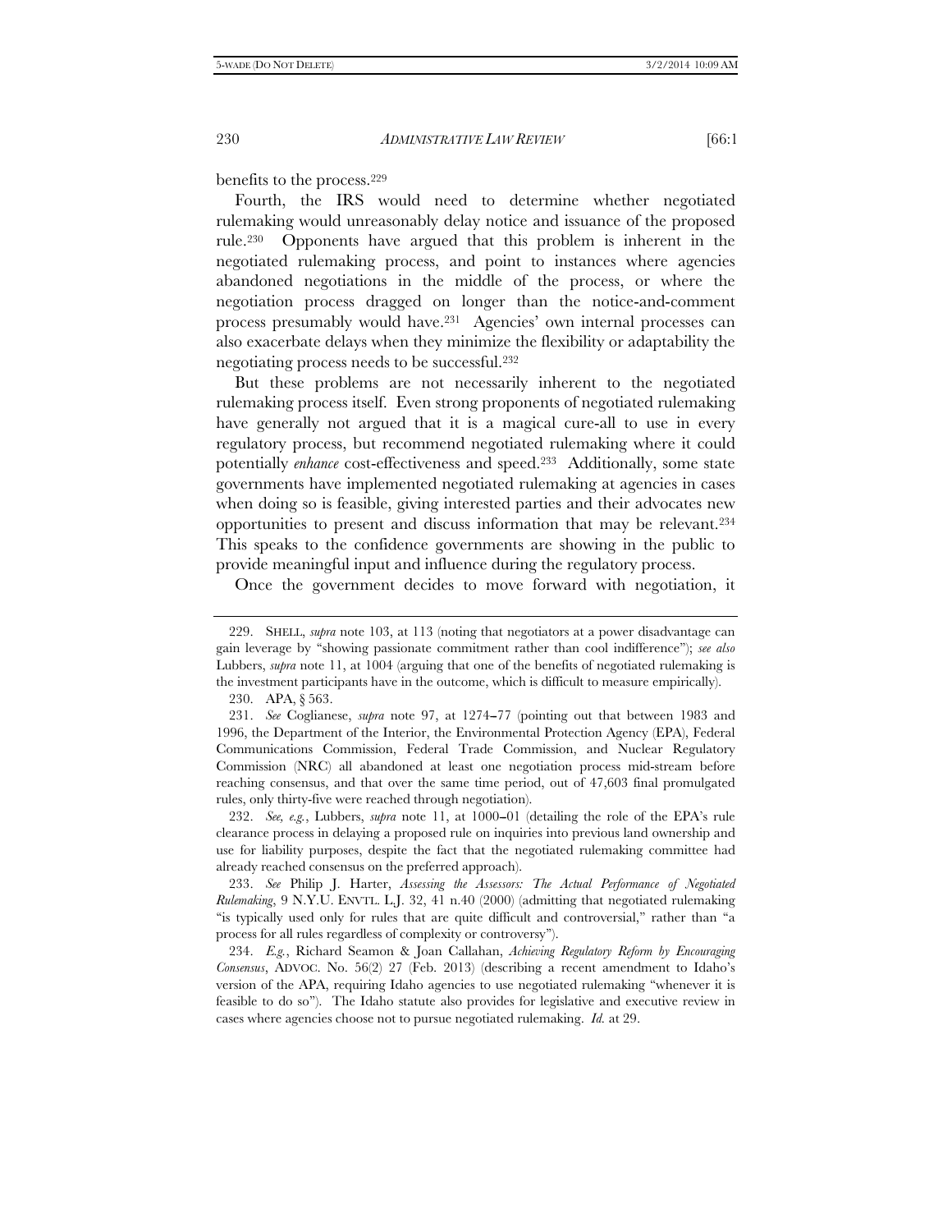benefits to the process.[229]

Fourth, the IRS would need to determine whether negotiated rulemaking would unreasonably delay notice and issuance of the proposed rule.[230] Opponents have argued that this problem is inherent in the negotiated rulemaking process, and point to instances where agencies abandoned negotiations in the middle of the process, or where the negotiation process dragged on longer than the notice-and-comment process presumably would have.[231] Agencies' own internal processes can also exacerbate delays when they minimize the flexibility or adaptability the negotiating process needs to be successful.[232]

But these problems are not necessarily inherent to the negotiated rulemaking process itself. Even strong proponents of negotiated rulemaking have generally not argued that it is a magical cure-all to use in every regulatory process, but recommend negotiated rulemaking where it could potentially *enhance* cost-effectiveness and speed.[233] Additionally, some state governments have implemented negotiated rulemaking at agencies in cases when doing so is feasible, giving interested parties and their advocates new opportunities to present and discuss information that may be relevant.[234] This speaks to the confidence governments are showing in the public to provide meaningful input and influence during the regulatory process.

Once the government decides to move forward with negotiation, it

---

229. SHELL, *supra* note 103, at 113 (noting that negotiators at a power disadvantage can gain leverage by "showing passionate commitment rather than cool indifference"); *see also* Lubbers, *supra* note 11, at 1004 (arguing that one of the benefits of negotiated rulemaking is the investment participants have in the outcome, which is difficult to measure empirically).

230. APA, § 563.

231. *See* Coglianese, *supra* note 97, at 1274–77 (pointing out that between 1983 and 1996, the Department of the Interior, the Environmental Protection Agency (EPA), Federal Communications Commission, Federal Trade Commission, and Nuclear Regulatory Commission (NRC) all abandoned at least one negotiation process mid-stream before reaching consensus, and that over the same time period, out of 47,603 final promulgated rules, only thirty-five were reached through negotiation).

232. *See, e.g.*, Lubbers, *supra* note 11, at 1000–01 (detailing the role of the EPA's rule clearance process in delaying a proposed rule on inquiries into previous land ownership and use for liability purposes, despite the fact that the negotiated rulemaking committee had already reached consensus on the preferred approach).

233. *See* Philip J. Harter, *Assessing the Assessors: The Actual Performance of Negotiated Rulemaking*, 9 N.Y.U. ENVTL. L.J. 32, 41 n.40 (2000) (admitting that negotiated rulemaking "is typically used only for rules that are quite difficult and controversial," rather than "a process for all rules regardless of complexity or controversy").

234. *E.g.*, Richard Seamon & Joan Callahan, *Achieving Regulatory Reform by Encouraging Consensus*, ADVOC. No. 56(2) 27 (Feb. 2013) (describing a recent amendment to Idaho's version of the APA, requiring Idaho agencies to use negotiated rulemaking "whenever it is feasible to do so"). The Idaho statute also provides for legislative and executive review in cases where agencies choose not to pursue negotiated rulemaking. *Id.* at 29.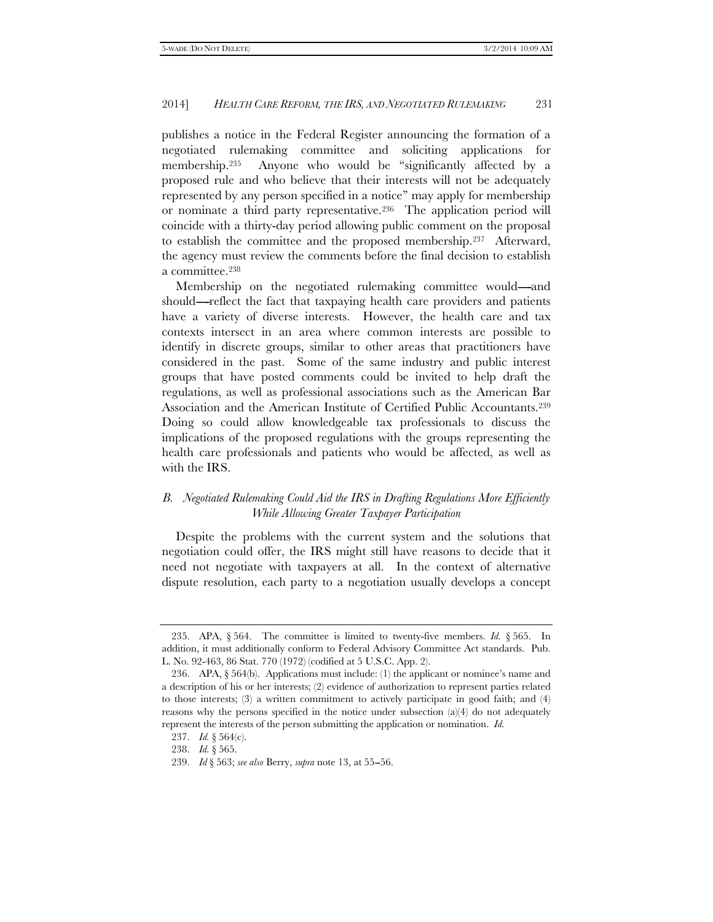publishes a notice in the Federal Register announcing the formation of a negotiated rulemaking committee and soliciting applications for membership.[235] Anyone who would be "significantly affected by a proposed rule and who believe that their interests will not be adequately represented by any person specified in a notice" may apply for membership or nominate a third party representative.[236] The application period will coincide with a thirty-day period allowing public comment on the proposal to establish the committee and the proposed membership.[237] Afterward, the agency must review the comments before the final decision to establish a committee.[238]

Membership on the negotiated rulemaking committee would—and should—reflect the fact that taxpaying health care providers and patients have a variety of diverse interests. However, the health care and tax contexts intersect in an area where common interests are possible to identify in discrete groups, similar to other areas that practitioners have considered in the past. Some of the same industry and public interest groups that have posted comments could be invited to help draft the regulations, as well as professional associations such as the American Bar Association and the American Institute of Certified Public Accountants.[239] Doing so could allow knowledgeable tax professionals to discuss the implications of the proposed regulations with the groups representing the health care professionals and patients who would be affected, as well as with the IRS.

### *B. Negotiated Rulemaking Could Aid the IRS in Drafting Regulations More Efficiently While Allowing Greater Taxpayer Participation*

Despite the problems with the current system and the solutions that negotiation could offer, the IRS might still have reasons to decide that it need not negotiate with taxpayers at all. In the context of alternative dispute resolution, each party to a negotiation usually develops a concept

---

235. APA, § 564. The committee is limited to twenty-five members. *Id.* § 565. In addition, it must additionally conform to Federal Advisory Committee Act standards. Pub. L. No. 92-463, 86 Stat. 770 (1972) (codified at 5 U.S.C. App. 2).

236. APA, § 564(b). Applications must include: (1) the applicant or nominee's name and a description of his or her interests; (2) evidence of authorization to represent parties related to those interests; (3) a written commitment to actively participate in good faith; and (4) reasons why the persons specified in the notice under subsection (a)(4) do not adequately represent the interests of the person submitting the application or nomination. *Id.*

237. *Id.* § 564(c).

238. *Id.* § 565.

239. *Id* § 563; *see also* Berry, *supra* note 13, at 55–56.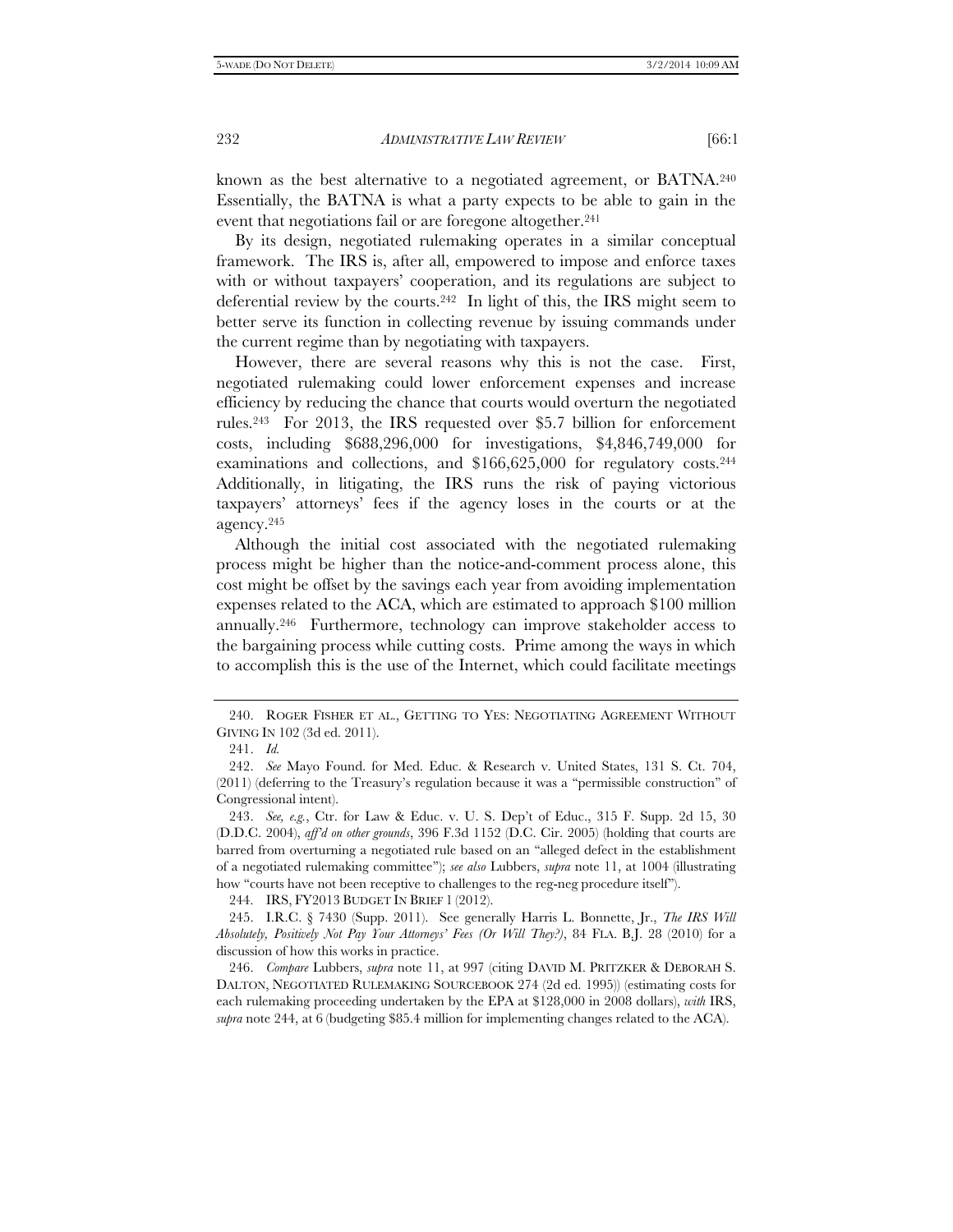known as the best alternative to a negotiated agreement, or BATNA.[240] Essentially, the BATNA is what a party expects to be able to gain in the event that negotiations fail or are foregone altogether.[241]

By its design, negotiated rulemaking operates in a similar conceptual framework. The IRS is, after all, empowered to impose and enforce taxes with or without taxpayers' cooperation, and its regulations are subject to deferential review by the courts.[242] In light of this, the IRS might seem to better serve its function in collecting revenue by issuing commands under the current regime than by negotiating with taxpayers.

However, there are several reasons why this is not the case. First, negotiated rulemaking could lower enforcement expenses and increase efficiency by reducing the chance that courts would overturn the negotiated rules.[243] For 2013, the IRS requested over $5.7 billion for enforcement costs, including $688,296,000 for investigations, $4,846,749,000 for examinations and collections, and $166,625,000 for regulatory costs.[244] Additionally, in litigating, the IRS runs the risk of paying victorious taxpayers' attorneys' fees if the agency loses in the courts or at the agency.[245]

Although the initial cost associated with the negotiated rulemaking process might be higher than the notice-and-comment process alone, this cost might be offset by the savings each year from avoiding implementation expenses related to the ACA, which are estimated to approach $100 million annually.[246] Furthermore, technology can improve stakeholder access to the bargaining process while cutting costs. Prime among the ways in which to accomplish this is the use of the Internet, which could facilitate meetings

---

240. ROGER FISHER ET AL., GETTING TO YES: NEGOTIATING AGREEMENT WITHOUT GIVING IN 102 (3d ed. 2011).

241. *Id.*

242. *See* Mayo Found. for Med. Educ. & Research v. United States, 131 S. Ct. 704, (2011) (deferring to the Treasury's regulation because it was a "permissible construction" of Congressional intent).

243. *See, e.g.*, Ctr. for Law & Educ. v. U. S. Dep't of Educ., 315 F. Supp. 2d 15, 30 (D.D.C. 2004), *aff'd on other grounds*, 396 F.3d 1152 (D.C. Cir. 2005) (holding that courts are barred from overturning a negotiated rule based on an "alleged defect in the establishment of a negotiated rulemaking committee"); *see also* Lubbers, *supra* note 11, at 1004 (illustrating how "courts have not been receptive to challenges to the reg-neg procedure itself").

244. IRS, FY2013 BUDGET IN BRIEF 1 (2012).

245. I.R.C. § 7430 (Supp. 2011). See generally Harris L. Bonnette, Jr., *The IRS Will Absolutely, Positively Not Pay Your Attorneys' Fees (Or Will They?)*, 84 FLA. B.J. 28 (2010) for a discussion of how this works in practice.

246. *Compare* Lubbers, *supra* note 11, at 997 (citing DAVID M. PRITZKER & DEBORAH S. DALTON, NEGOTIATED RULEMAKING SOURCEBOOK 274 (2d ed. 1995)) (estimating costs for each rulemaking proceeding undertaken by the EPA at $128,000 in 2008 dollars), *with* IRS, *supra* note 244, at 6 (budgeting $85.4 million for implementing changes related to the ACA).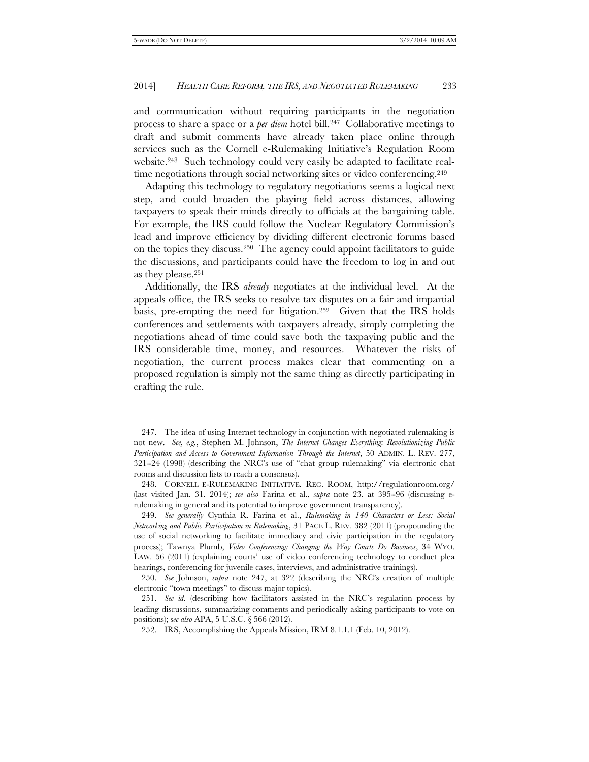and communication without requiring participants in the negotiation process to share a space or a *per diem* hotel bill.[247] Collaborative meetings to draft and submit comments have already taken place online through services such as the Cornell e-Rulemaking Initiative's Regulation Room website.[248] Such technology could very easily be adapted to facilitate real-time negotiations through social networking sites or video conferencing.[249]

Adapting this technology to regulatory negotiations seems a logical next step, and could broaden the playing field across distances, allowing taxpayers to speak their minds directly to officials at the bargaining table. For example, the IRS could follow the Nuclear Regulatory Commission's lead and improve efficiency by dividing different electronic forums based on the topics they discuss.[250] The agency could appoint facilitators to guide the discussions, and participants could have the freedom to log in and out as they please.[251]

Additionally, the IRS *already* negotiates at the individual level. At the appeals office, the IRS seeks to resolve tax disputes on a fair and impartial basis, pre-empting the need for litigation.[252] Given that the IRS holds conferences and settlements with taxpayers already, simply completing the negotiations ahead of time could save both the taxpaying public and the IRS considerable time, money, and resources. Whatever the risks of negotiation, the current process makes clear that commenting on a proposed regulation is simply not the same thing as directly participating in crafting the rule.

---

247. The idea of using Internet technology in conjunction with negotiated rulemaking is not new. *See, e.g.*, Stephen M. Johnson, *The Internet Changes Everything: Revolutionizing Public Participation and Access to Government Information Through the Internet*, 50 ADMIN. L. REV. 277, 321–24 (1998) (describing the NRC's use of "chat group rulemaking" via electronic chat rooms and discussion lists to reach a consensus).

248. CORNELL E-RULEMAKING INITIATIVE, REG. ROOM, http://regulationroom.org/ (last visited Jan. 31, 2014); *see also* Farina et al., *supra* note 23, at 395–96 (discussing e-rulemaking in general and its potential to improve government transparency).

249. *See generally* Cynthia R. Farina et al., *Rulemaking in 140 Characters or Less: Social Networking and Public Participation in Rulemaking*, 31 PACE L. REV. 382 (2011) (propounding the use of social networking to facilitate immediacy and civic participation in the regulatory process); Tawnya Plumb, *Video Conferencing: Changing the Way Courts Do Business*, 34 WYO. LAW. 56 (2011) (explaining courts' use of video conferencing technology to conduct plea hearings, conferencing for juvenile cases, interviews, and administrative trainings).

250. *See* Johnson, *supra* note 247, at 322 (describing the NRC's creation of multiple electronic "town meetings" to discuss major topics).

251. *See id.* (describing how facilitators assisted in the NRC's regulation process by leading discussions, summarizing comments and periodically asking participants to vote on positions); s*ee also* APA, 5 U.S.C. § 566 (2012).

252. IRS, Accomplishing the Appeals Mission, IRM 8.1.1.1 (Feb. 10, 2012).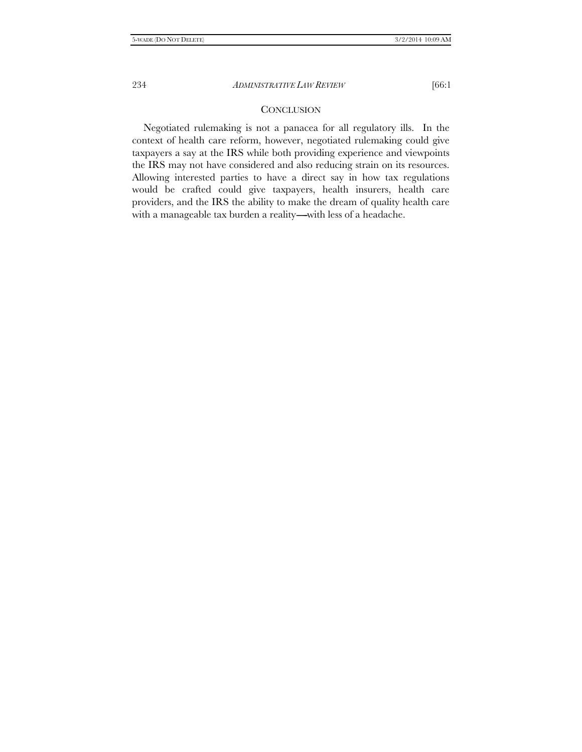## CONCLUSION

Negotiated rulemaking is not a panacea for all regulatory ills. In the context of health care reform, however, negotiated rulemaking could give taxpayers a say at the IRS while both providing experience and viewpoints the IRS may not have considered and also reducing strain on its resources. Allowing interested parties to have a direct say in how tax regulations would be crafted could give taxpayers, health insurers, health care providers, and the IRS the ability to make the dream of quality health care with a manageable tax burden a reality—with less of a headache.